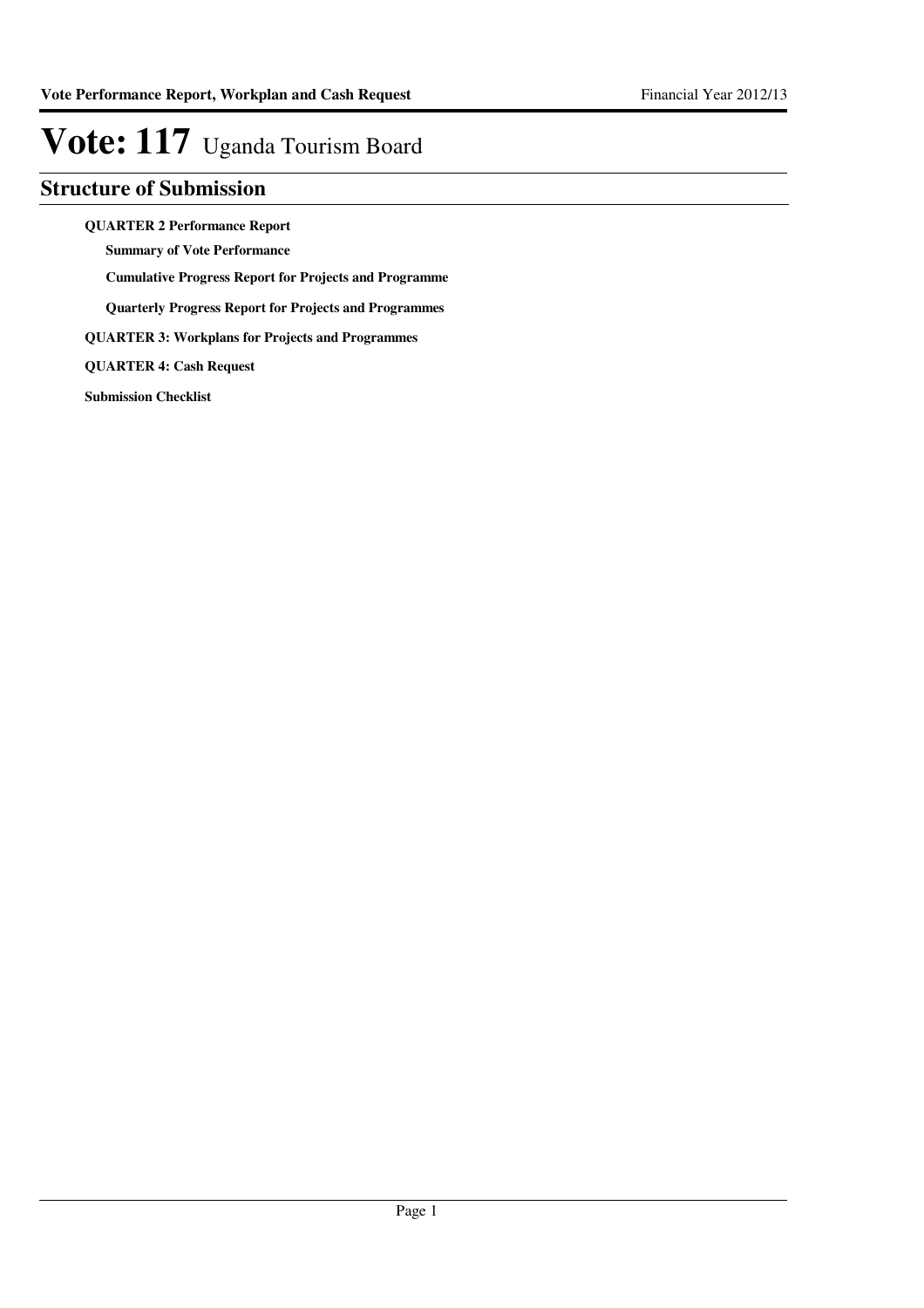# Vote: 117 Uganda Tourism Board

## Structure of Submission

**QUARTER 2 Performance Report**

- **Summary of Vote Performance**
- **Cumulative Progress Report for Projects and Programme**
- **Quarterly Progress Report for Projects and Programmes**

**QUARTER 3: Workplans for Projects and Programmes**

**QUARTER 4: Cash Request**

**Submission Checklist**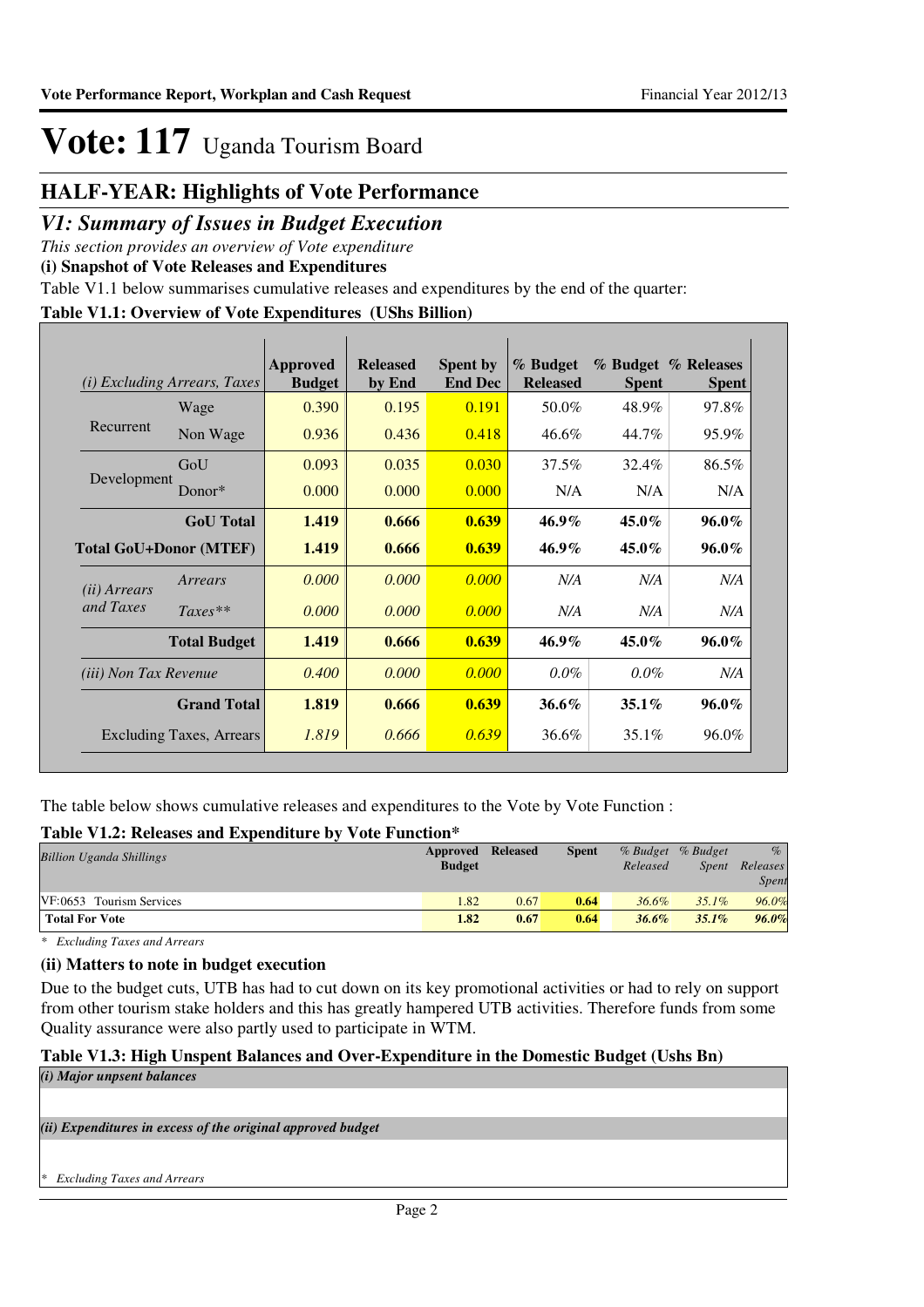# Vote: 117 Uganda Tourism Board

## HALF-YEAR: Highlights of Vote Performance

## *V1: Summary of Issues in Budget Execution*

*This section provides an overview of Vote expenditure*

**(i) Snapshot of Vote Releases and Expenditures**

Table V1.1 below summarises cumulative releases and expenditures by the end of the quarter:

**Table V1.1: Overview of Vote Expenditures (UShs Billion)**

| *(i) Excluding Arrears, Taxes* | | Approved Budget | Released by End | Spent by End Dec | % Budget Released | % Budget Spent | % Releases Spent |
|---|---|---|---|---|---|---|---|
| Recurrent | Wage | 0.390 | 0.195 | 0.191 | 50.0% | 48.9% | 97.8% |
| | Non Wage | 0.936 | 0.436 | 0.418 | 46.6% | 44.7% | 95.9% |
| Development | GoU | 0.093 | 0.035 | 0.030 | 37.5% | 32.4% | 86.5% |
| | Donor* | 0.000 | 0.000 | 0.000 | N/A | N/A | N/A |
| | **GoU Total** | **1.419** | **0.666** | **0.639** | **46.9%** | **45.0%** | **96.0%** |
| **Total GoU+Donor (MTEF)** | | **1.419** | **0.666** | **0.639** | **46.9%** | **45.0%** | **96.0%** |
| *(ii) Arrears and Taxes* | *Arrears* | *0.000* | *0.000* | *0.000* | *N/A* | *N/A* | *N/A* |
| | *Taxes*** | *0.000* | *0.000* | *0.000* | *N/A* | *N/A* | *N/A* |
| | **Total Budget** | **1.419** | **0.666** | **0.639** | **46.9%** | **45.0%** | **96.0%** |
| *(iii) Non Tax Revenue* | | *0.400* | *0.000* | *0.000* | *0.0%* | *0.0%* | *N/A* |
| | **Grand Total** | **1.819** | **0.666** | **0.639** | **36.6%** | **35.1%** | **96.0%** |
| | Excluding Taxes, Arrears | *1.819* | *0.666* | *0.639* | 36.6% | 35.1% | 96.0% |

The table below shows cumulative releases and expenditures to the Vote by Vote Function :

**Table V1.2: Releases and Expenditure by Vote Function***

| *Billion Uganda Shillings* | Approved Budget | Released | Spent | *% Budget Released* | *% Budget Spent* | *% Releases Spent* |
|---|---|---|---|---|---|---|
| VF:0653 Tourism Services | 1.82 | 0.67 | **0.64** | *36.6%* | *35.1%* | *96.0%* |
| **Total For Vote** | **1.82** | **0.67** | **0.64** | ***36.6%*** | ***35.1%*** | ***96.0%*** |

*\* Excluding Taxes and Arrears*

**(ii) Matters to note in budget execution**

Due to the budget cuts, UTB has had to cut down on its key promotional activities or had to rely on support from other tourism stake holders and this has greatly hampered UTB activities. Therefore funds from some Quality assurance were also partly used to participate in WTM.

**Table V1.3: High Unspent Balances and Over-Expenditure in the Domestic Budget (Ushs Bn)**

*(i) Major unspent balances*

*(ii) Expenditures in excess of the original approved budget*

*\* Excluding Taxes and Arrears*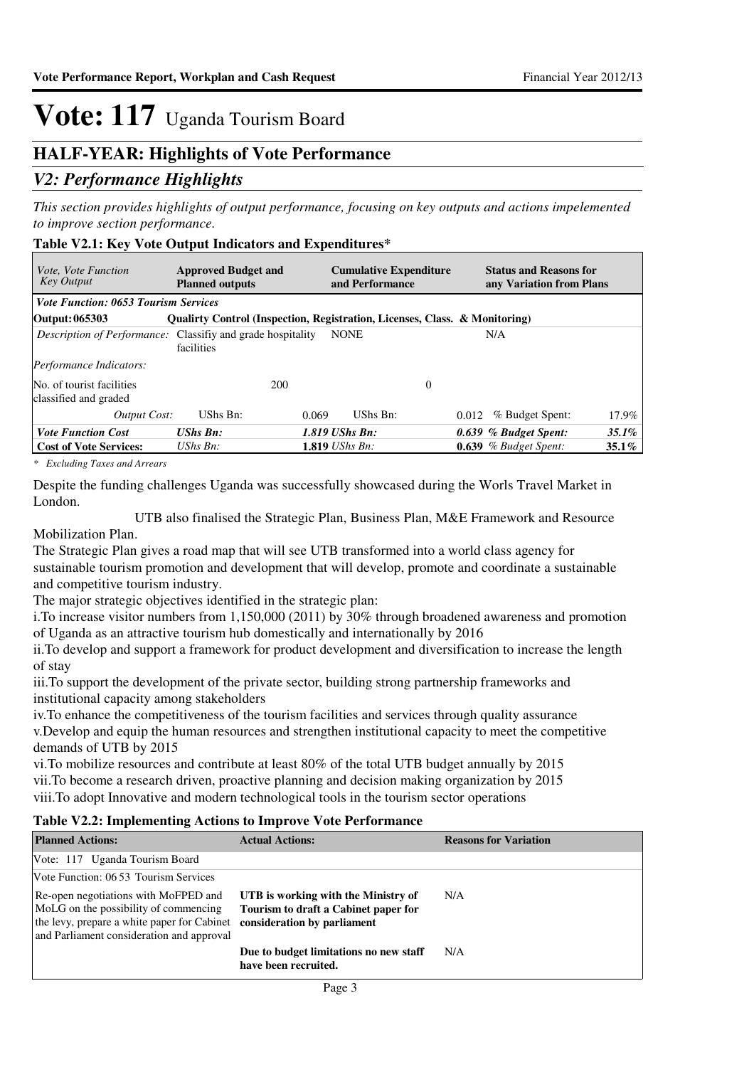# Vote: 117 Uganda Tourism Board

## HALF-YEAR: Highlights of Vote Performance

### *V2: Performance Highlights*

*This section provides highlights of output performance, focusing on key outputs and actions impelemented to improve section performance.*

**Table V2.1: Key Vote Output Indicators and Expenditures***

| *Vote, Vote Function Key Output* | **Approved Budget and Planned outputs** | | **Cumulative Expenditure and Performance** | | **Status and Reasons for any Variation from Plans** | |
|---|---|---|---|---|---|---|
| ***Vote Function: 0653 Tourism Services*** | | | | | | |
| **Output: 065303** | **Qualirty Control (Inspection, Registration, Licenses, Class. & Monitoring)** | | | | | |
| *Description of Performance:* | Classifiy and grade hospitality facilities | | NONE | | N/A | |
| *Performance Indicators:* | | | | | | |
| No. of tourist facilities classified and graded | | 200 | | 0 | | |
| *Output Cost:* | UShs Bn: | 0.069 | UShs Bn: | 0.012 | % Budget Spent: | 17.9% |
| ***Vote Function Cost*** | ***UShs Bn:*** | ***1.819*** | ***UShs Bn:*** | ***0.639*** | ***% Budget Spent:*** | ***35.1%*** |
| **Cost of Vote Services:** | *UShs Bn:* | **1.819** | *UShs Bn:* | **0.639** | *% Budget Spent:* | **35.1%** |

*\* Excluding Taxes and Arrears*

Despite the funding challenges Uganda was successfully showcased during the Worls Travel Market in London.

UTB also finalised the Strategic Plan, Business Plan, M&E Framework and Resource Mobilization Plan.

The Strategic Plan gives a road map that will see UTB transformed into a world class agency for sustainable tourism promotion and development that will develop, promote and coordinate a sustainable and competitive tourism industry.

The major strategic objectives identified in the strategic plan:

i.To increase visitor numbers from 1,150,000 (2011) by 30% through broadened awareness and promotion of Uganda as an attractive tourism hub domestically and internationally by 2016

ii.To develop and support a framework for product development and diversification to increase the length of stay

iii.To support the development of the private sector, building strong partnership frameworks and institutional capacity among stakeholders

iv.To enhance the competitiveness of the tourism facilities and services through quality assurance

v.Develop and equip the human resources and strengthen institutional capacity to meet the competitive demands of UTB by 2015

vi.To mobilize resources and contribute at least 80% of the total UTB budget annually by 2015

vii.To become a research driven, proactive planning and decision making organization by 2015

viii.To adopt Innovative and modern technological tools in the tourism sector operations

**Table V2.2: Implementing Actions to Improve Vote Performance**

| **Planned Actions:** | **Actual Actions:** | **Reasons for Variation** |
|---|---|---|
| Vote: 117 Uganda Tourism Board | | |
| Vote Function: 06 53 Tourism Services | | |
| Re-open negotiations with MoFPED and MoLG on the possibility of commencing the levy, prepare a white paper for Cabinet and Parliament consideration and approval | **UTB is working with the Ministry of Tourism to draft a Cabinet paper for consideration by parliament** | N/A |
| | **Due to budget limitations no new staff have been recruited.** | N/A |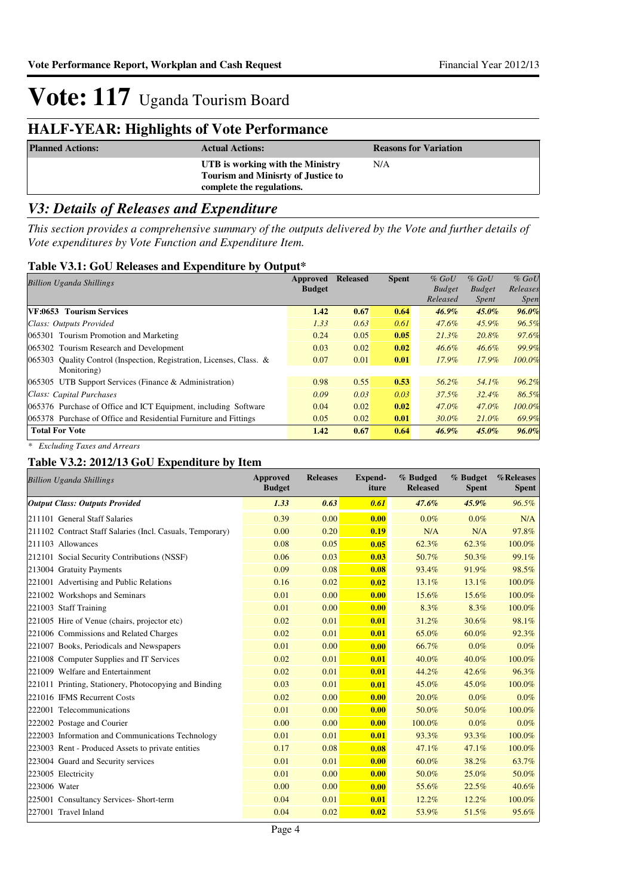# Vote: 117 Uganda Tourism Board

## HALF-YEAR: Highlights of Vote Performance

| Planned Actions: | Actual Actions: | Reasons for Variation |
|---|---|---|
| | **UTB is working with the Ministry Tourism and Minisrty of Justice to complete the regulations.** | N/A |

## *V3: Details of Releases and Expenditure*

*This section provides a comprehensive summary of the outputs delivered by the Vote and further details of Vote expenditures by Vote Function and Expenditure Item.*

### Table V3.1: GoU Releases and Expenditure by Output*

| *Billion Uganda Shillings* | Approved Budget | Released | Spent | *% GoU Budget Released* | *% GoU Budget Spent* | *% GoU Releases Spen* |
|---|---|---|---|---|---|---|
| **VF:0653 Tourism Services** | **1.42** | **0.67** | **0.64** | ***46.9%*** | ***45.0%*** | ***96.0%*** |
| *Class: Outputs Provided* | *1.33* | *0.63* | *0.61* | *47.6%* | *45.9%* | *96.5%* |
| 065301 Tourism Promotion and Marketing | 0.24 | 0.05 | **0.05** | *21.3%* | *20.8%* | *97.6%* |
| 065302 Tourism Research and Development | 0.03 | 0.02 | **0.02** | *46.6%* | *46.6%* | *99.9%* |
| 065303 Quality Control (Inspection, Registration, Licenses, Class. & Monitoring) | 0.07 | 0.01 | **0.01** | *17.9%* | *17.9%* | *100.0%* |
| 065305 UTB Support Services (Finance & Administration) | 0.98 | 0.55 | **0.53** | *56.2%* | *54.1%* | *96.2%* |
| *Class: Capital Purchases* | *0.09* | *0.03* | *0.03* | *37.5%* | *32.4%* | *86.5%* |
| 065376 Purchase of Office and ICT Equipment, including Software | 0.04 | 0.02 | **0.02** | *47.0%* | *47.0%* | *100.0%* |
| 065378 Purchase of Office and Residential Furniture and Fittings | 0.05 | 0.02 | **0.01** | *30.0%* | *21.0%* | *69.9%* |
| **Total For Vote** | **1.42** | **0.67** | **0.64** | ***46.9%*** | ***45.0%*** | ***96.0%*** |

*\* Excluding Taxes and Arrears*

### Table V3.2: 2012/13 GoU Expenditure by Item

| *Billion Uganda Shillings* | Approved Budget | Releases | Expend-iture | % Budged Released | % Budget Spent | %Releases Spent |
|---|---|---|---|---|---|---|
| ***Output Class: Outputs Provided*** | ***1.33*** | ***0.63*** | ***0.61*** | ***47.6%*** | ***45.9%*** | *96.5%* |
| 211101 General Staff Salaries | 0.39 | 0.00 | **0.00** | 0.0% | 0.0% | N/A |
| 211102 Contract Staff Salaries (Incl. Casuals, Temporary) | 0.00 | 0.20 | **0.19** | N/A | N/A | 97.8% |
| 211103 Allowances | 0.08 | 0.05 | **0.05** | 62.3% | 62.3% | 100.0% |
| 212101 Social Security Contributions (NSSF) | 0.06 | 0.03 | **0.03** | 50.7% | 50.3% | 99.1% |
| 213004 Gratuity Payments | 0.09 | 0.08 | **0.08** | 93.4% | 91.9% | 98.5% |
| 221001 Advertising and Public Relations | 0.16 | 0.02 | **0.02** | 13.1% | 13.1% | 100.0% |
| 221002 Workshops and Seminars | 0.01 | 0.00 | **0.00** | 15.6% | 15.6% | 100.0% |
| 221003 Staff Training | 0.01 | 0.00 | **0.00** | 8.3% | 8.3% | 100.0% |
| 221005 Hire of Venue (chairs, projector etc) | 0.02 | 0.01 | **0.01** | 31.2% | 30.6% | 98.1% |
| 221006 Commissions and Related Charges | 0.02 | 0.01 | **0.01** | 65.0% | 60.0% | 92.3% |
| 221007 Books, Periodicals and Newspapers | 0.01 | 0.00 | **0.00** | 66.7% | 0.0% | 0.0% |
| 221008 Computer Supplies and IT Services | 0.02 | 0.01 | **0.01** | 40.0% | 40.0% | 100.0% |
| 221009 Welfare and Entertainment | 0.02 | 0.01 | **0.01** | 44.2% | 42.6% | 96.3% |
| 221011 Printing, Stationery, Photocopying and Binding | 0.03 | 0.01 | **0.01** | 45.0% | 45.0% | 100.0% |
| 221016 IFMS Recurrent Costs | 0.02 | 0.00 | **0.00** | 20.0% | 0.0% | 0.0% |
| 222001 Telecommunications | 0.01 | 0.00 | **0.00** | 50.0% | 50.0% | 100.0% |
| 222002 Postage and Courier | 0.00 | 0.00 | **0.00** | 100.0% | 0.0% | 0.0% |
| 222003 Information and Communications Technology | 0.01 | 0.01 | **0.01** | 93.3% | 93.3% | 100.0% |
| 223003 Rent - Produced Assets to private entities | 0.17 | 0.08 | **0.08** | 47.1% | 47.1% | 100.0% |
| 223004 Guard and Security services | 0.01 | 0.01 | **0.00** | 60.0% | 38.2% | 63.7% |
| 223005 Electricity | 0.01 | 0.00 | **0.00** | 50.0% | 25.0% | 50.0% |
| 223006 Water | 0.00 | 0.00 | **0.00** | 55.6% | 22.5% | 40.6% |
| 225001 Consultancy Services- Short-term | 0.04 | 0.01 | **0.01** | 12.2% | 12.2% | 100.0% |
| 227001 Travel Inland | 0.04 | 0.02 | **0.02** | 53.9% | 51.5% | 95.6% |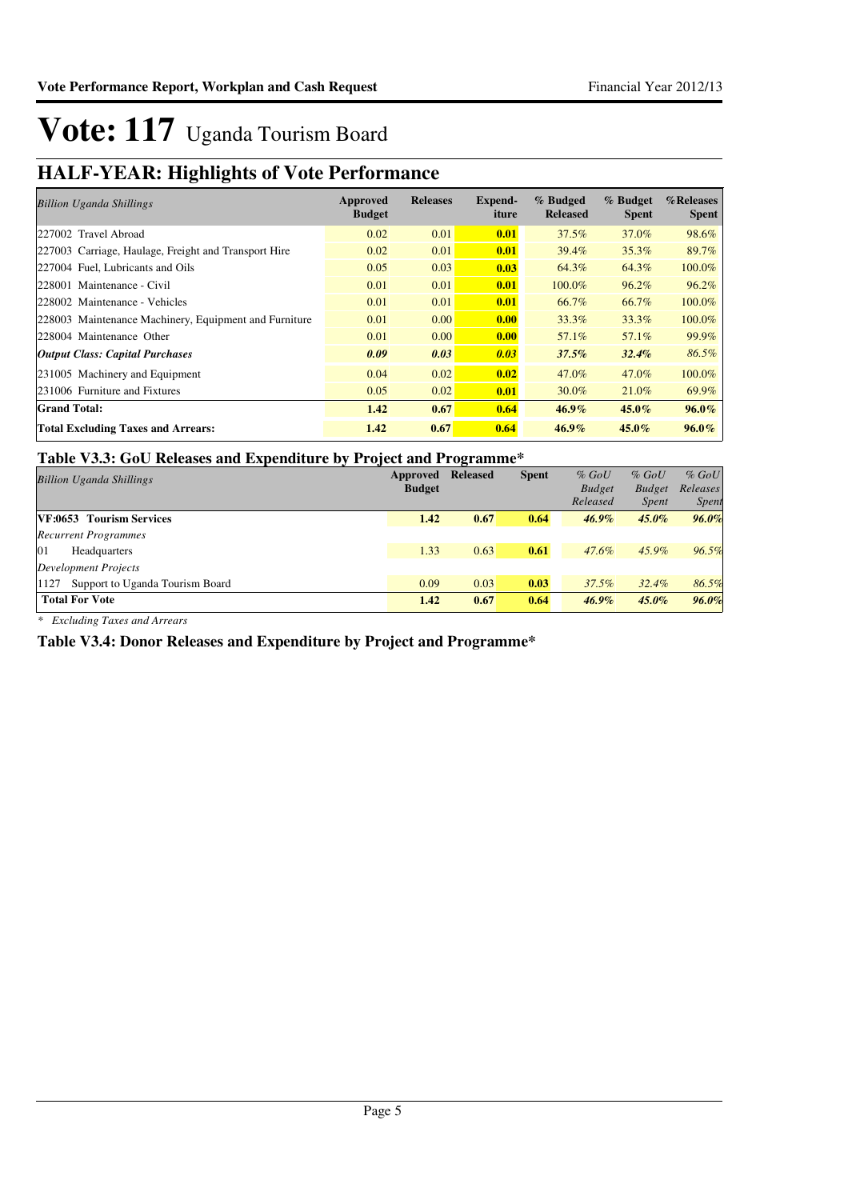# Vote: 117 Uganda Tourism Board

## HALF-YEAR: Highlights of Vote Performance

| *Billion Uganda Shillings* | Approved Budget | Releases | Expend-iture | % Budged Released | % Budget Spent | %Releases Spent |
|---|---|---|---|---|---|---|
| 227002 Travel Abroad | 0.02 | 0.01 | **0.01** | 37.5% | 37.0% | 98.6% |
| 227003 Carriage, Haulage, Freight and Transport Hire | 0.02 | 0.01 | **0.01** | 39.4% | 35.3% | 89.7% |
| 227004 Fuel, Lubricants and Oils | 0.05 | 0.03 | **0.03** | 64.3% | 64.3% | 100.0% |
| 228001 Maintenance - Civil | 0.01 | 0.01 | **0.01** | 100.0% | 96.2% | 96.2% |
| 228002 Maintenance - Vehicles | 0.01 | 0.01 | **0.01** | 66.7% | 66.7% | 100.0% |
| 228003 Maintenance Machinery, Equipment and Furniture | 0.01 | 0.00 | **0.00** | 33.3% | 33.3% | 100.0% |
| 228004 Maintenance Other | 0.01 | 0.00 | **0.00** | 57.1% | 57.1% | 99.9% |
| ***Output Class: Capital Purchases*** | ***0.09*** | ***0.03*** | ***0.03*** | ***37.5%*** | ***32.4%*** | *86.5%* |
| 231005 Machinery and Equipment | 0.04 | 0.02 | **0.02** | 47.0% | 47.0% | 100.0% |
| 231006 Furniture and Fixtures | 0.05 | 0.02 | **0.01** | 30.0% | 21.0% | 69.9% |
| **Grand Total:** | **1.42** | **0.67** | **0.64** | **46.9%** | **45.0%** | **96.0%** |
| **Total Excluding Taxes and Arrears:** | **1.42** | **0.67** | **0.64** | **46.9%** | **45.0%** | **96.0%** |

### Table V3.3: GoU Releases and Expenditure by Project and Programme*

| *Billion Uganda Shillings* | Approved Budget | Released | Spent | *% GoU Budget Released* | *% GoU Budget Spent* | *% GoU Releases Spent* |
|---|---|---|---|---|---|---|
| **VF:0653 Tourism Services** | **1.42** | **0.67** | **0.64** | ***46.9%*** | ***45.0%*** | ***96.0%*** |
| *Recurrent Programmes* | | | | | | |
| 01 Headquarters | 1.33 | 0.63 | **0.61** | *47.6%* | *45.9%* | *96.5%* |
| *Development Projects* | | | | | | |
| 1127 Support to Uganda Tourism Board | 0.09 | 0.03 | **0.03** | *37.5%* | *32.4%* | *86.5%* |
| **Total For Vote** | **1.42** | **0.67** | **0.64** | ***46.9%*** | ***45.0%*** | ***96.0%*** |

*\* Excluding Taxes and Arrears*

### Table V3.4: Donor Releases and Expenditure by Project and Programme*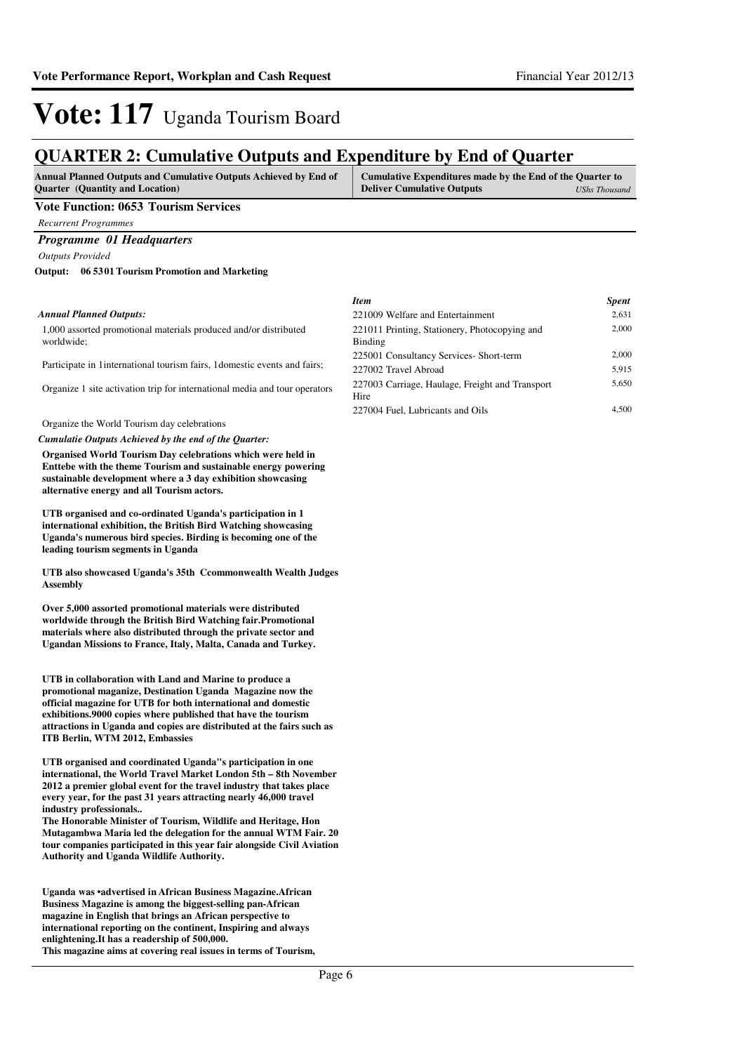# Vote: 117 Uganda Tourism Board

## QUARTER 2: Cumulative Outputs and Expenditure by End of Quarter

| Annual Planned Outputs and Cumulative Outputs Achieved by End of Quarter (Quantity and Location) | Cumulative Expenditures made by the End of the Quarter to Deliver Cumulative Outputs *UShs Thousand* |
|---|---|

**Vote Function: 0653 Tourism Services**

*Recurrent Programmes*

### *Programme 01 Headquarters*

*Outputs Provided*

**Output: 06 5301 Tourism Promotion and Marketing**

*Annual Planned Outputs:*

1,000 assorted promotional materials produced and/or distributed worldwide;

Participate in 1international tourism fairs, 1domestic events and fairs;

Organize 1 site activation trip for international media and tour operators

Organize the World Tourism day celebrations

*Cumulatie Outputs Achieved by the end of the Quarter:*

**Organised World Tourism Day celebrations which were held in Enttebe with the theme Tourism and sustainable energy powering sustainable development where a 3 day exhibition showcasing alternative energy and all Tourism actors.**

**UTB organised and co-ordinated Uganda's participation in 1 international exhibition, the British Bird Watching showcasing Uganda's numerous bird species. Birding is becoming one of the leading tourism segments in Uganda**

**UTB also showcased Uganda's 35th Ccommonwealth Wealth Judges Assembly**

**Over 5,000 assorted promotional materials were distributed worldwide through the British Bird Watching fair.Promotional materials where also distributed through the private sector and Ugandan Missions to France, Italy, Malta, Canada and Turkey.**

**UTB in collaboration with Land and Marine to produce a promotional maganize, Destination Uganda Magazine now the official magazine for UTB for both international and domestic exhibitions.9000 copies where published that have the tourism attractions in Uganda and copies are distributed at the fairs such as ITB Berlin, WTM 2012, Embassies**

**UTB organised and coordinated Uganda''s participation in one international, the World Travel Market London 5th – 8th November 2012 a premier global event for the travel industry that takes place every year, for the past 31 years attracting nearly 46,000 travel industry professionals..**
**The Honorable Minister of Tourism, Wildlife and Heritage, Hon Mutagambwa Maria led the delegation for the annual WTM Fair. 20 tour companies participated in this year fair alongside Civil Aviation Authority and Uganda Wildlife Authority.**

**Uganda was •advertised in African Business Magazine.African Business Magazine is among the biggest-selling pan-African magazine in English that brings an African perspective to international reporting on the continent, Inspiring and always enlightening.It has a readership of 500,000.**
**This magazine aims at covering real issues in terms of Tourism,**

| *Item* | *Spent* |
|---|---|
| 221009 Welfare and Entertainment | 2,631 |
| 221011 Printing, Stationery, Photocopying and Binding | 2,000 |
| 225001 Consultancy Services- Short-term | 2,000 |
| 227002 Travel Abroad | 5,915 |
| 227003 Carriage, Haulage, Freight and Transport Hire | 5,650 |
| 227004 Fuel, Lubricants and Oils | 4,500 |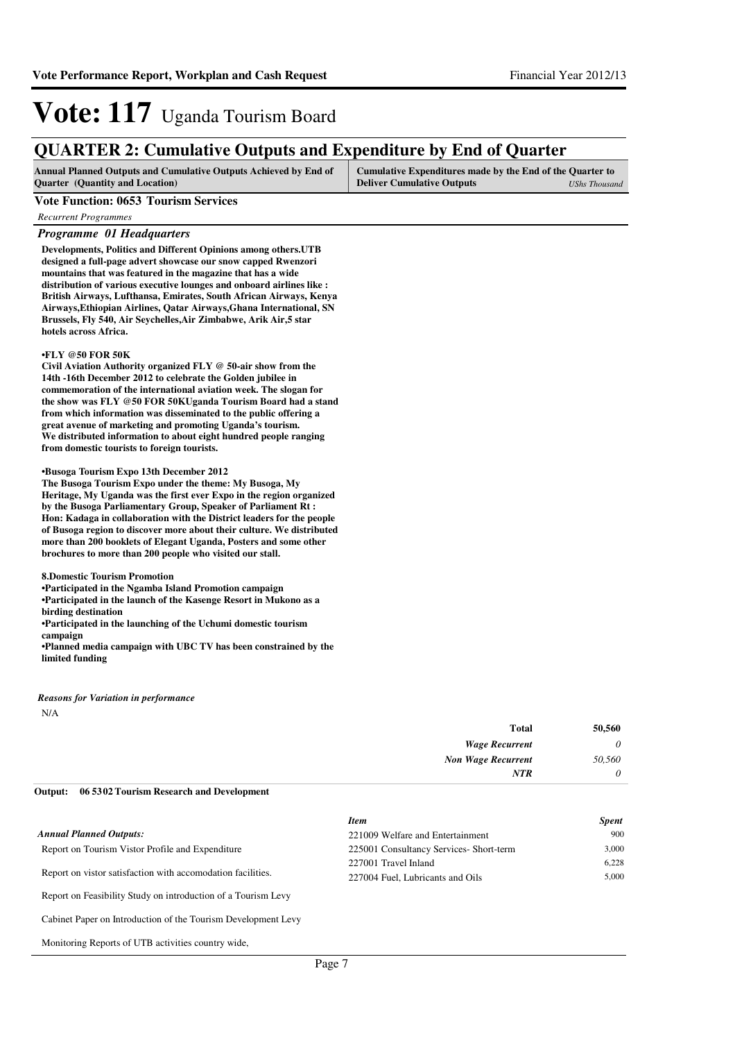# Vote: 117 Uganda Tourism Board

## QUARTER 2: Cumulative Outputs and Expenditure by End of Quarter

| Annual Planned Outputs and Cumulative Outputs Achieved by End of Quarter (Quantity and Location) | Cumulative Expenditures made by the End of the Quarter to Deliver Cumulative Outputs *UShs Thousand* |
|---|---|

**Vote Function: 0653 Tourism Services**

*Recurrent Programmes*

### *Programme 01 Headquarters*

**Developments, Politics and Different Opinions among others.UTB designed a full-page advert showcase our snow capped Rwenzori mountains that was featured in the magazine that has a wide distribution of various executive lounges and onboard airlines like : British Airways, Lufthansa, Emirates, South African Airways, Kenya Airways,Ethiopian Airlines, Qatar Airways,Ghana International, SN Brussels, Fly 540, Air Seychelles,Air Zimbabwe, Arik Air,5 star hotels across Africa.**

**•FLY @50 FOR 50K**
**Civil Aviation Authority organized FLY @ 50-air show from the 14th -16th December 2012 to celebrate the Golden jubilee in commemoration of the international aviation week. The slogan for the show was FLY @50 FOR 50KUganda Tourism Board had a stand from which information was disseminated to the public offering a great avenue of marketing and promoting Uganda's tourism. We distributed information to about eight hundred people ranging from domestic tourists to foreign tourists.**

**•Busoga Tourism Expo 13th December 2012**
**The Busoga Tourism Expo under the theme: My Busoga, My Heritage, My Uganda was the first ever Expo in the region organized by the Busoga Parliamentary Group, Speaker of Parliament Rt : Hon: Kadaga in collaboration with the District leaders for the people of Busoga region to discover more about their culture. We distributed more than 200 booklets of Elegant Uganda, Posters and some other brochures to more than 200 people who visited our stall.**

**8.Domestic Tourism Promotion**
**•Participated in the Ngamba Island Promotion campaign**
**•Participated in the launch of the Kasenge Resort in Mukono as a birding destination**
**•Participated in the launching of the Uchumi domestic tourism campaign**
**•Planned media campaign with UBC TV has been constrained by the limited funding**

*Reasons for Variation in performance*

N/A

| | |
|---|---|
| **Total** | **50,560** |
| *Wage Recurrent* | *0* |
| *Non Wage Recurrent* | *50,560* |
| *NTR* | *0* |

**Output: 06 5302 Tourism Research and Development**

*Annual Planned Outputs:*

Report on Tourism Vistor Profile and Expenditure

Report on vistor satisfaction with accomodation facilities.

Report on Feasibility Study on introduction of a Tourism Levy

Cabinet Paper on Introduction of the Tourism Development Levy

Monitoring Reports of UTB activities country wide,

| *Item* | *Spent* |
|---|---|
| 221009 Welfare and Entertainment | 900 |
| 225001 Consultancy Services- Short-term | 3,000 |
| 227001 Travel Inland | 6,228 |
| 227004 Fuel, Lubricants and Oils | 5,000 |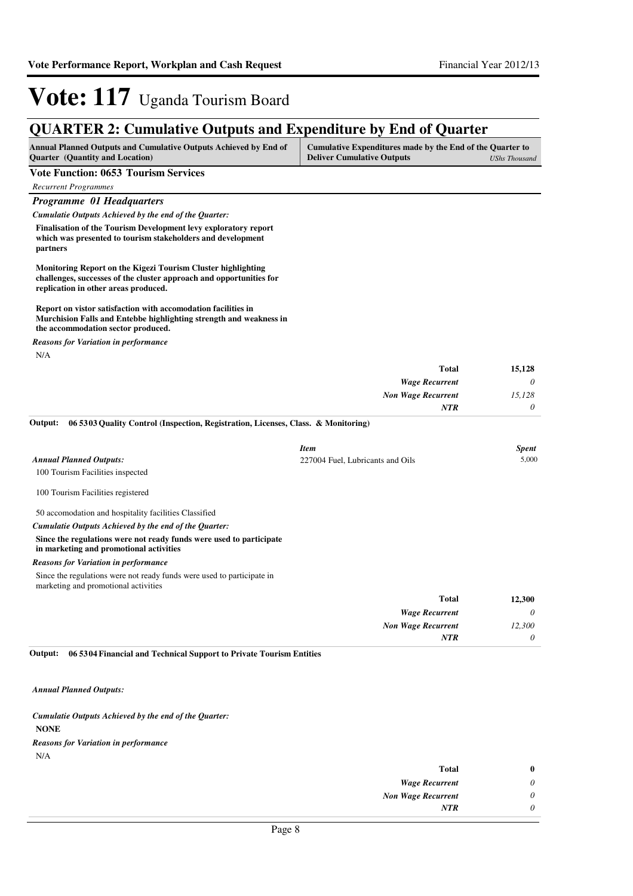# Vote: 117 Uganda Tourism Board

## QUARTER 2: Cumulative Outputs and Expenditure by End of Quarter

| Annual Planned Outputs and Cumulative Outputs Achieved by End of Quarter (Quantity and Location) | Cumulative Expenditures made by the End of the Quarter to Deliver Cumulative Outputs | *UShs Thousand* |
|---|---|---|

### Vote Function: 0653 Tourism Services

*Recurrent Programmes*

#### *Programme 01 Headquarters*

***Cumulatie Outputs Achieved by the end of the Quarter:***

**Finalisation of the Tourism Development levy exploratory report which was presented to tourism stakeholders and development partners**

**Monitoring Report on the Kigezi Tourism Cluster highlighting challenges, successes of the cluster approach and opportunities for replication in other areas produced.**

**Report on vistor satisfaction with accomodation facilities in Murchision Falls and Entebbe highlighting strength and weakness in the accommodation sector produced.**

***Reasons for Variation in performance***

N/A

| | |
|---|---|
| **Total** | **15,128** |
| *Wage Recurrent* | *0* |
| *Non Wage Recurrent* | *15,128* |
| *NTR* | *0* |

**Output: 06 5303 Quality Control (Inspection, Registration, Licenses, Class. & Monitoring)**

***Annual Planned Outputs:***

100 Tourism Facilities inspected

100 Tourism Facilities registered

50 accomodation and hospitality facilities Classified

| *Item* | *Spent* |
|---|---|
| 227004 Fuel, Lubricants and Oils | 5,000 |

***Cumulatie Outputs Achieved by the end of the Quarter:***

**Since the regulations were not ready funds were used to participate in marketing and promotional activities**

***Reasons for Variation in performance***

Since the regulations were not ready funds were used to participate in marketing and promotional activities

| | |
|---|---|
| **Total** | **12,300** |
| *Wage Recurrent* | *0* |
| *Non Wage Recurrent* | *12,300* |
| *NTR* | *0* |

**Output: 06 5304 Financial and Technical Support to Private Tourism Entities**

***Annual Planned Outputs:***

***Cumulatie Outputs Achieved by the end of the Quarter:***

**NONE**

***Reasons for Variation in performance***

N/A

| | |
|---|---|
| **Total** | **0** |
| *Wage Recurrent* | *0* |
| *Non Wage Recurrent* | *0* |
| *NTR* | *0* |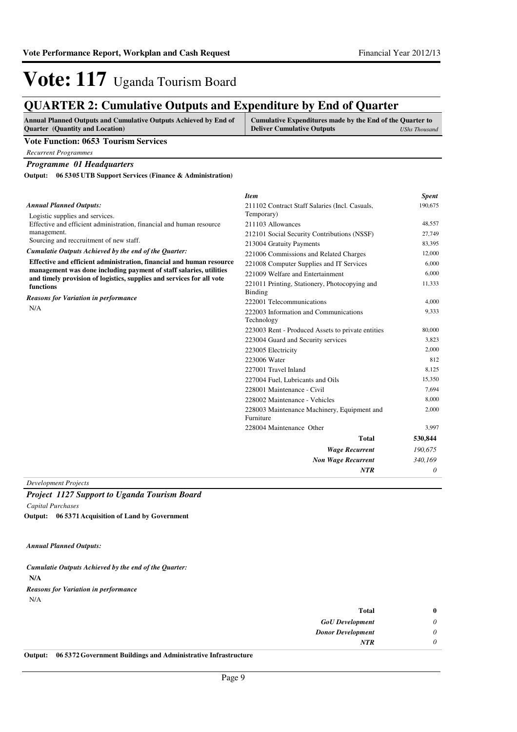# Vote: 117 Uganda Tourism Board

## QUARTER 2: Cumulative Outputs and Expenditure by End of Quarter

| Annual Planned Outputs and Cumulative Outputs Achieved by End of Quarter (Quantity and Location) | Cumulative Expenditures made by the End of the Quarter to Deliver Cumulative Outputs *UShs Thousand* |
|---|---|

### Vote Function: 0653 Tourism Services

*Recurrent Programmes*

#### *Programme 01 Headquarters*

**Output: 06 5305 UTB Support Services (Finance & Administration)**

*Annual Planned Outputs:*

Logistic supplies and services.
Effective and efficient administration, financial and human resource management.
Sourcing and reccruitment of new staff.

*Cumulatie Outputs Achieved by the end of the Quarter:*

**Effective and efficient administration, financial and human resource management was done including payment of staff salaries, utilities and timely provision of logistics, supplies and services for all vote functions**

*Reasons for Variation in performance*

N/A

| *Item* | *Spent* |
|---|---|
| 211102 Contract Staff Salaries (Incl. Casuals, Temporary) | 190,675 |
| 211103 Allowances | 48,557 |
| 212101 Social Security Contributions (NSSF) | 27,749 |
| 213004 Gratuity Payments | 83,395 |
| 221006 Commissions and Related Charges | 12,000 |
| 221008 Computer Supplies and IT Services | 6,000 |
| 221009 Welfare and Entertainment | 6,000 |
| 221011 Printing, Stationery, Photocopying and Binding | 11,333 |
| 222001 Telecommunications | 4,000 |
| 222003 Information and Communications Technology | 9,333 |
| 223003 Rent - Produced Assets to private entities | 80,000 |
| 223004 Guard and Security services | 3,823 |
| 223005 Electricity | 2,000 |
| 223006 Water | 812 |
| 227001 Travel Inland | 8,125 |
| 227004 Fuel, Lubricants and Oils | 15,350 |
| 228001 Maintenance - Civil | 7,694 |
| 228002 Maintenance - Vehicles | 8,000 |
| 228003 Maintenance Machinery, Equipment and Furniture | 2,000 |
| 228004 Maintenance Other | 3,997 |
| **Total** | **530,844** |
| *Wage Recurrent* | *190,675* |
| *Non Wage Recurrent* | *340,169* |
| *NTR* | *0* |

*Development Projects*

#### *Project 1127 Support to Uganda Tourism Board*

*Capital Purchases*

**Output: 06 5371 Acquisition of Land by Government**

*Annual Planned Outputs:*

*Cumulatie Outputs Achieved by the end of the Quarter:*

**N/A**

*Reasons for Variation in performance*

N/A

| | |
|---|---|
| **Total** | **0** |
| *GoU Development* | *0* |
| *Donor Development* | *0* |
| *NTR* | *0* |

**Output: 06 5372 Government Buildings and Administrative Infrastructure**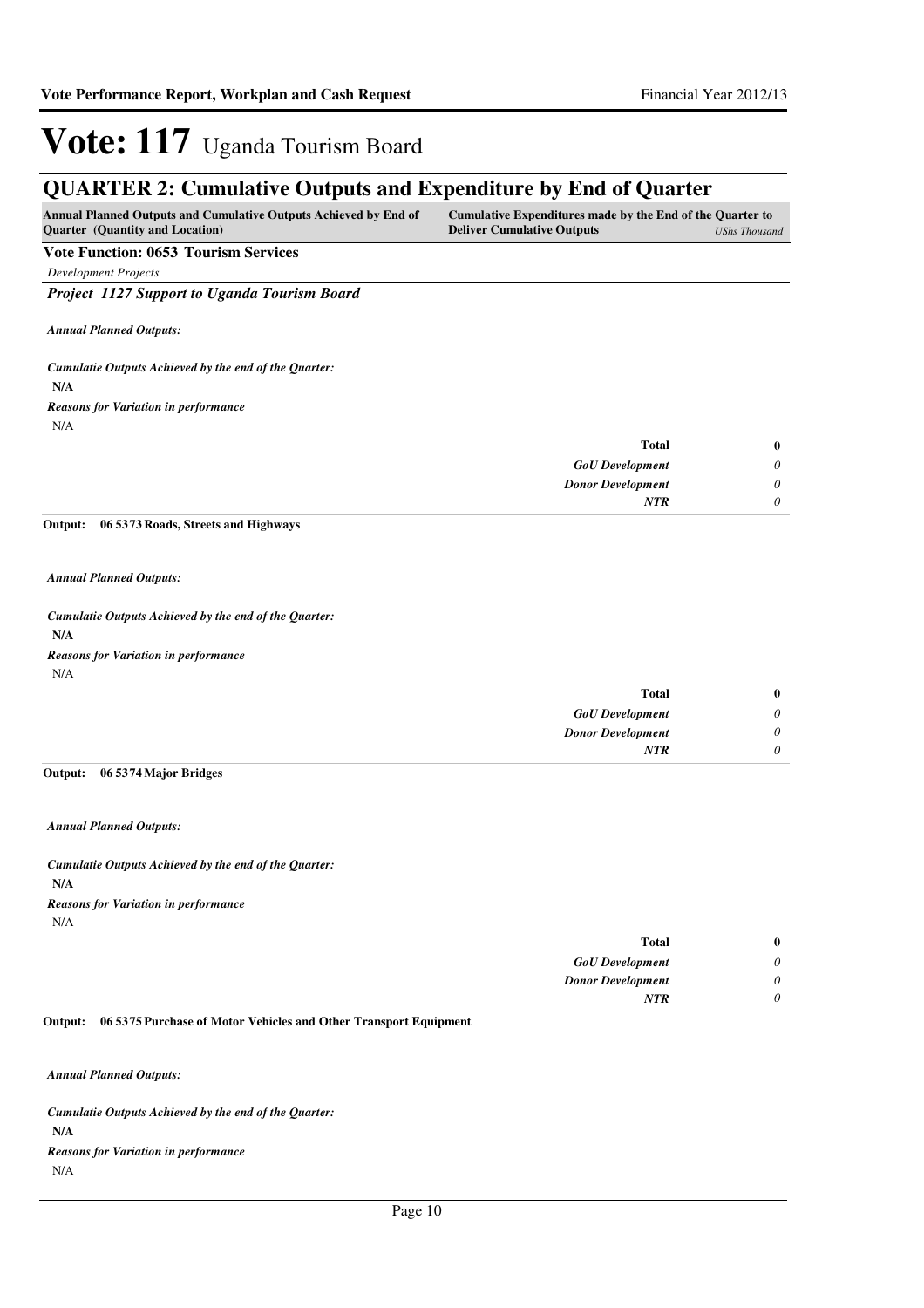# Vote: 117 Uganda Tourism Board

## QUARTER 2: Cumulative Outputs and Expenditure by End of Quarter

| Annual Planned Outputs and Cumulative Outputs Achieved by End of Quarter (Quantity and Location) | Cumulative Expenditures made by the End of the Quarter to Deliver Cumulative Outputs *UShs Thousand* |
|---|---|

**Vote Function: 0653 Tourism Services**

*Development Projects*

***Project 1127 Support to Uganda Tourism Board***

***Annual Planned Outputs:***

***Cumulatie Outputs Achieved by the end of the Quarter:***

**N/A**

***Reasons for Variation in performance***

N/A

| | |
|---|---|
| **Total** | **0** |
| ***GoU Development*** | *0* |
| ***Donor Development*** | *0* |
| ***NTR*** | *0* |

**Output: 06 5373 Roads, Streets and Highways**

***Annual Planned Outputs:***

***Cumulatie Outputs Achieved by the end of the Quarter:***

**N/A**

***Reasons for Variation in performance***

N/A

| | |
|---|---|
| **Total** | **0** |
| ***GoU Development*** | *0* |
| ***Donor Development*** | *0* |
| ***NTR*** | *0* |

**Output: 06 5374 Major Bridges**

***Annual Planned Outputs:***

***Cumulatie Outputs Achieved by the end of the Quarter:***

**N/A**

***Reasons for Variation in performance***

N/A

| | |
|---|---|
| **Total** | **0** |
| ***GoU Development*** | *0* |
| ***Donor Development*** | *0* |
| ***NTR*** | *0* |

**Output: 06 5375 Purchase of Motor Vehicles and Other Transport Equipment**

***Annual Planned Outputs:***

***Cumulatie Outputs Achieved by the end of the Quarter:***

**N/A**

***Reasons for Variation in performance***

N/A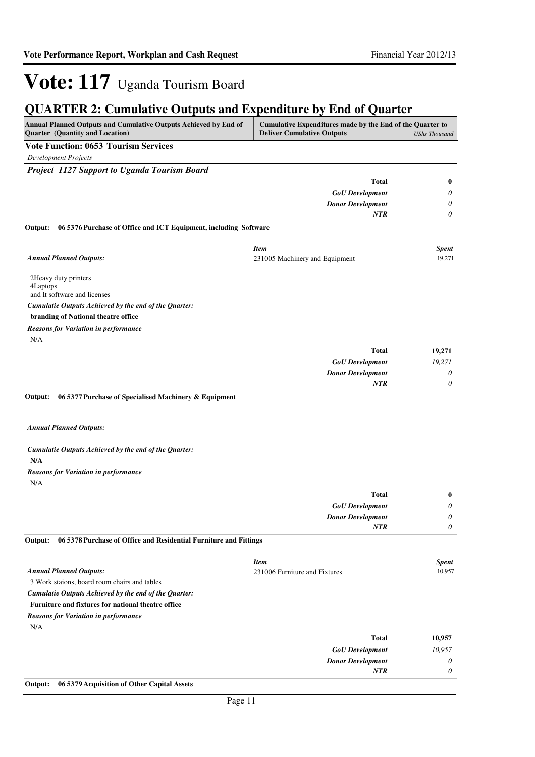# Vote: 117 Uganda Tourism Board

## QUARTER 2: Cumulative Outputs and Expenditure by End of Quarter

| Annual Planned Outputs and Cumulative Outputs Achieved by End of Quarter (Quantity and Location) | Cumulative Expenditures made by the End of the Quarter to Deliver Cumulative Outputs | *UShs Thousand* |
|---|---|---|

**Vote Function: 0653 Tourism Services**

*Development Projects*

***Project 1127 Support to Uganda Tourism Board***

| | | |
|---|---|---|
| | **Total** | **0** |
| | ***GoU Development*** | *0* |
| | ***Donor Development*** | *0* |
| | ***NTR*** | *0* |

**Output: 06 5376 Purchase of Office and ICT Equipment, including Software**

| | *Item* | *Spent* |
|---|---|---|
| *Annual Planned Outputs:* | 231005 Machinery and Equipment | 19,271 |

2Heavy duty printers
4Laptops
and It software and licenses

*Cumulatie Outputs Achieved by the end of the Quarter:*

**branding of National theatre office**

*Reasons for Variation in performance*

N/A

| | | |
|---|---|---|
| | **Total** | **19,271** |
| | ***GoU Development*** | *19,271* |
| | ***Donor Development*** | *0* |
| | ***NTR*** | *0* |

**Output: 06 5377 Purchase of Specialised Machinery & Equipment**

*Annual Planned Outputs:*

*Cumulatie Outputs Achieved by the end of the Quarter:*

**N/A**

*Reasons for Variation in performance*

N/A

| | | |
|---|---|---|
| | **Total** | **0** |
| | ***GoU Development*** | *0* |
| | ***Donor Development*** | *0* |
| | ***NTR*** | *0* |

**Output: 06 5378 Purchase of Office and Residential Furniture and Fittings**

| | *Item* | *Spent* |
|---|---|---|
| *Annual Planned Outputs:* | 231006 Furniture and Fixtures | 10,957 |

3 Work staions, board room chairs and tables

*Cumulatie Outputs Achieved by the end of the Quarter:*

**Furniture and fixtures for national theatre office**

*Reasons for Variation in performance*

N/A

| | | |
|---|---|---|
| | **Total** | **10,957** |
| | ***GoU Development*** | *10,957* |
| | ***Donor Development*** | *0* |
| | ***NTR*** | *0* |

**Output: 06 5379 Acquisition of Other Capital Assets**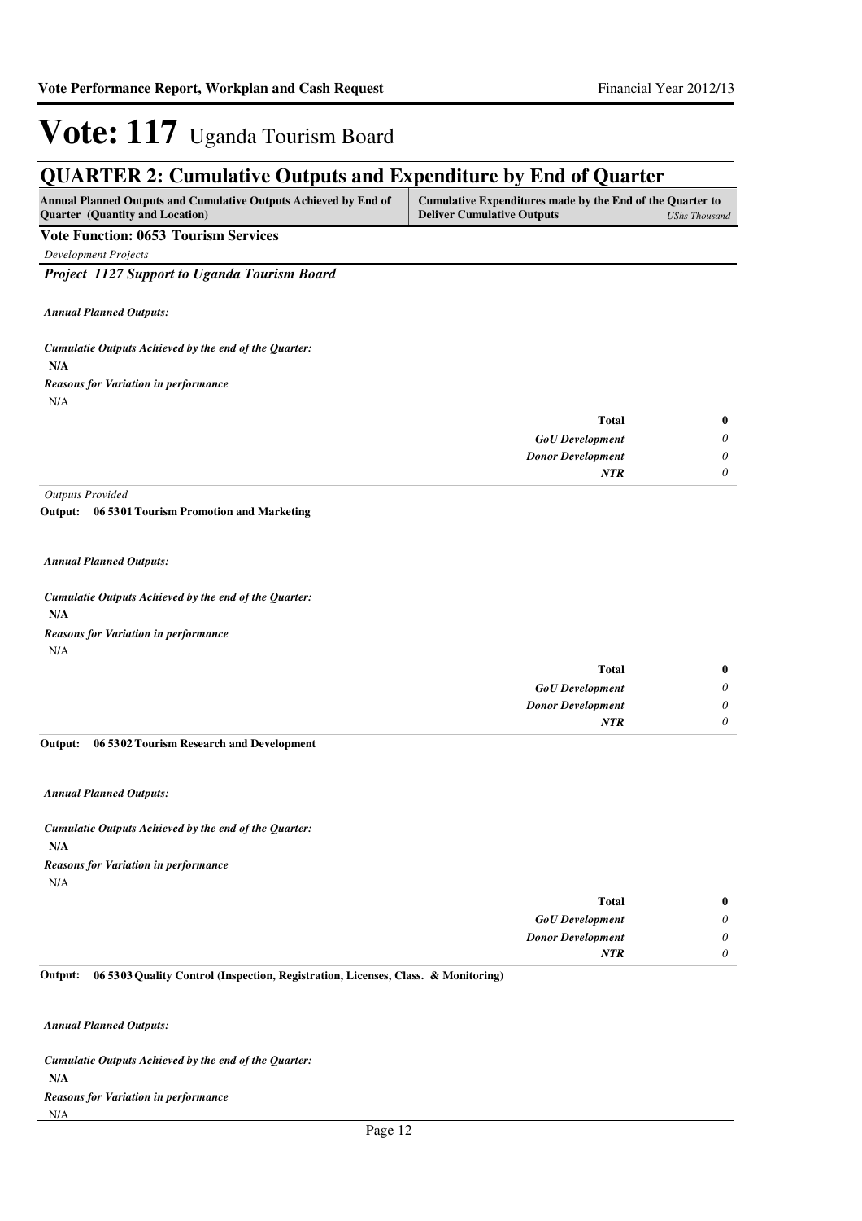# Vote: 117 Uganda Tourism Board

## QUARTER 2: Cumulative Outputs and Expenditure by End of Quarter

| Annual Planned Outputs and Cumulative Outputs Achieved by End of Quarter (Quantity and Location) | Cumulative Expenditures made by the End of the Quarter to Deliver Cumulative Outputs *UShs Thousand* |
|---|---|

**Vote Function: 0653 Tourism Services**

*Development Projects*

***Project 1127 Support to Uganda Tourism Board***

***Annual Planned Outputs:***

***Cumulatie Outputs Achieved by the end of the Quarter:***

**N/A**

***Reasons for Variation in performance***

N/A

| | |
|---|---|
| **Total** | **0** |
| ***GoU Development*** | *0* |
| ***Donor Development*** | *0* |
| ***NTR*** | *0* |

*Outputs Provided*

**Output: 06 5301 Tourism Promotion and Marketing**

***Annual Planned Outputs:***

***Cumulatie Outputs Achieved by the end of the Quarter:***

**N/A**

***Reasons for Variation in performance***

N/A

| | |
|---|---|
| **Total** | **0** |
| ***GoU Development*** | *0* |
| ***Donor Development*** | *0* |
| ***NTR*** | *0* |

**Output: 06 5302 Tourism Research and Development**

***Annual Planned Outputs:***

***Cumulatie Outputs Achieved by the end of the Quarter:***

**N/A**

***Reasons for Variation in performance***

N/A

| | |
|---|---|
| **Total** | **0** |
| ***GoU Development*** | *0* |
| ***Donor Development*** | *0* |
| ***NTR*** | *0* |

**Output: 06 5303 Quality Control (Inspection, Registration, Licenses, Class. & Monitoring)**

***Annual Planned Outputs:***

***Cumulatie Outputs Achieved by the end of the Quarter:***

**N/A**

***Reasons for Variation in performance***

N/A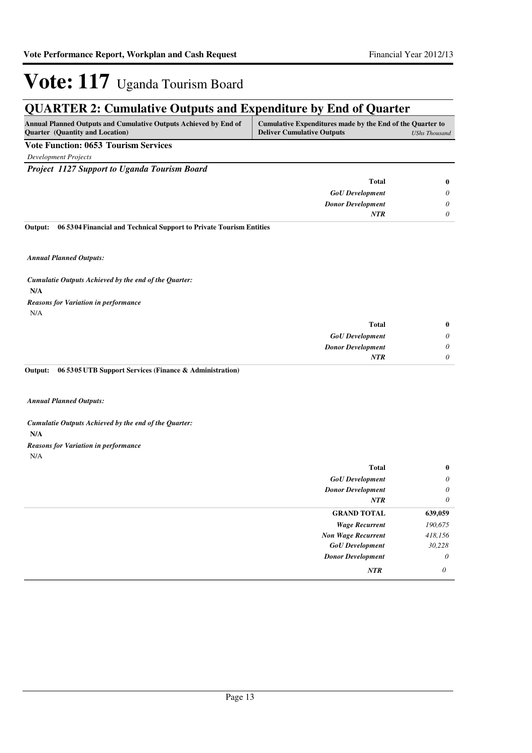# Vote: 117 Uganda Tourism Board

## QUARTER 2: Cumulative Outputs and Expenditure by End of Quarter

| Annual Planned Outputs and Cumulative Outputs Achieved by End of Quarter (Quantity and Location) | Cumulative Expenditures made by the End of the Quarter to Deliver Cumulative Outputs | *UShs Thousand* |
|---|---|---|

**Vote Function: 0653 Tourism Services**

*Development Projects*

***Project 1127 Support to Uganda Tourism Board***

| | | |
|---|---|---|
| | **Total** | **0** |
| | *GoU Development* | *0* |
| | *Donor Development* | *0* |
| | *NTR* | *0* |

**Output: 06 5304 Financial and Technical Support to Private Tourism Entities**

***Annual Planned Outputs:***

***Cumulatie Outputs Achieved by the end of the Quarter:***

**N/A**

***Reasons for Variation in performance***

N/A

| | | |
|---|---|---|
| | **Total** | **0** |
| | *GoU Development* | *0* |
| | *Donor Development* | *0* |
| | *NTR* | *0* |

**Output: 06 5305 UTB Support Services (Finance & Administration)**

***Annual Planned Outputs:***

***Cumulatie Outputs Achieved by the end of the Quarter:***

**N/A**

***Reasons for Variation in performance***

N/A

| | | |
|---|---|---|
| | **Total** | **0** |
| | *GoU Development* | *0* |
| | *Donor Development* | *0* |
| | *NTR* | *0* |
| | **GRAND TOTAL** | **639,059** |
| | *Wage Recurrent* | *190,675* |
| | *Non Wage Recurrent* | *418,156* |
| | *GoU Development* | *30,228* |
| | *Donor Development* | *0* |
| | *NTR* | *0* |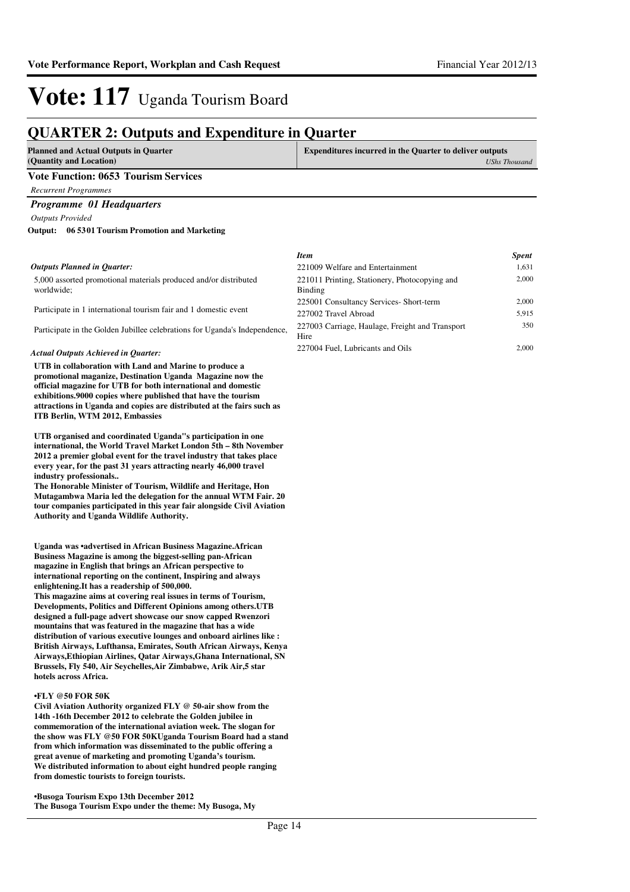# Vote: 117 Uganda Tourism Board

## QUARTER 2: Outputs and Expenditure in Quarter

| Planned and Actual Outputs in Quarter (Quantity and Location) | Expenditures incurred in the Quarter to deliver outputs *UShs Thousand* |
|---|---|

### Vote Function: 0653 Tourism Services

*Recurrent Programmes*

#### *Programme 01 Headquarters*

*Outputs Provided*

**Output: 06 5301 Tourism Promotion and Marketing**

*Outputs Planned in Quarter:*

5,000 assorted promotional materials produced and/or distributed worldwide;

Participate in 1 international tourism fair and 1 domestic event

Participate in the Golden Jubilee celebrations for Uganda's Independence,

| *Item* | *Spent* |
|---|---|
| 221009 Welfare and Entertainment | 1,631 |
| 221011 Printing, Stationery, Photocopying and Binding | 2,000 |
| 225001 Consultancy Services- Short-term | 2,000 |
| 227002 Travel Abroad | 5,915 |
| 227003 Carriage, Haulage, Freight and Transport Hire | 350 |
| 227004 Fuel, Lubricants and Oils | 2,000 |

*Actual Outputs Achieved in Quarter:*

**UTB in collaboration with Land and Marine to produce a promotional maganize, Destination Uganda Magazine now the official magazine for UTB for both international and domestic exhibitions.9000 copies where published that have the tourism attractions in Uganda and copies are distributed at the fairs such as ITB Berlin, WTM 2012, Embassies**

**UTB organised and coordinated Uganda''s participation in one international, the World Travel Market London 5th – 8th November 2012 a premier global event for the travel industry that takes place every year, for the past 31 years attracting nearly 46,000 travel industry professionals..**
**The Honorable Minister of Tourism, Wildlife and Heritage, Hon Mutagambwa Maria led the delegation for the annual WTM Fair. 20 tour companies participated in this year fair alongside Civil Aviation Authority and Uganda Wildlife Authority.**

**Uganda was •advertised in African Business Magazine.African Business Magazine is among the biggest-selling pan-African magazine in English that brings an African perspective to international reporting on the continent, Inspiring and always enlightening.It has a readership of 500,000.**
**This magazine aims at covering real issues in terms of Tourism, Developments, Politics and Different Opinions among others.UTB designed a full-page advert showcase our snow capped Rwenzori mountains that was featured in the magazine that has a wide distribution of various executive lounges and onboard airlines like : British Airways, Lufthansa, Emirates, South African Airways, Kenya Airways,Ethiopian Airlines, Qatar Airways,Ghana International, SN Brussels, Fly 540, Air Seychelles,Air Zimbabwe, Arik Air,5 star hotels across Africa.**

**•FLY @50 FOR 50K**
**Civil Aviation Authority organized FLY @ 50-air show from the 14th -16th December 2012 to celebrate the Golden jubilee in commemoration of the international aviation week. The slogan for the show was FLY @50 FOR 50KUganda Tourism Board had a stand from which information was disseminated to the public offering a great avenue of marketing and promoting Uganda's tourism.**
**We distributed information to about eight hundred people ranging from domestic tourists to foreign tourists.**

**•Busoga Tourism Expo 13th December 2012**
**The Busoga Tourism Expo under the theme: My Busoga, My**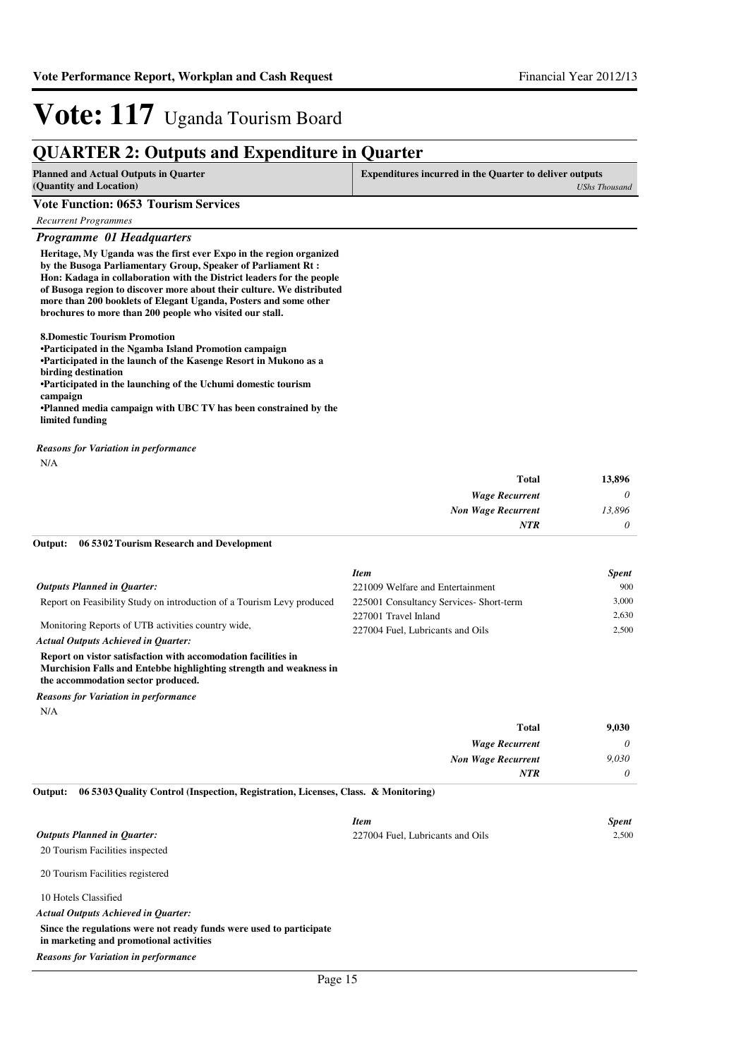# Vote: 117 Uganda Tourism Board

## QUARTER 2: Outputs and Expenditure in Quarter

| Planned and Actual Outputs in Quarter (Quantity and Location) | Expenditures incurred in the Quarter to deliver outputs *UShs Thousand* |
|---|---|

### Vote Function: 0653 Tourism Services

*Recurrent Programmes*

#### *Programme 01 Headquarters*

**Heritage, My Uganda was the first ever Expo in the region organized by the Busoga Parliamentary Group, Speaker of Parliament Rt : Hon: Kadaga in collaboration with the District leaders for the people of Busoga region to discover more about their culture. We distributed more than 200 booklets of Elegant Uganda, Posters and some other brochures to more than 200 people who visited our stall.**

**8.Domestic Tourism Promotion**
**•Participated in the Ngamba Island Promotion campaign**
**•Participated in the launch of the Kasenge Resort in Mukono as a birding destination**
**•Participated in the launching of the Uchumi domestic tourism campaign**
**•Planned media campaign with UBC TV has been constrained by the limited funding**

*Reasons for Variation in performance*

N/A

| | |
|---|---|
| **Total** | **13,896** |
| *Wage Recurrent* | *0* |
| *Non Wage Recurrent* | *13,896* |
| *NTR* | *0* |

**Output: 06 5302 Tourism Research and Development**

*Outputs Planned in Quarter:*

Report on Feasibility Study on introduction of a Tourism Levy produced

Monitoring Reports of UTB activities country wide,

*Actual Outputs Achieved in Quarter:*

**Report on vistor satisfaction with accomodation facilities in Murchision Falls and Entebbe highlighting strength and weakness in the accommodation sector produced.**

*Reasons for Variation in performance*

N/A

| *Item* | *Spent* |
|---|---|
| 221009 Welfare and Entertainment | 900 |
| 225001 Consultancy Services- Short-term | 3,000 |
| 227001 Travel Inland | 2,630 |
| 227004 Fuel, Lubricants and Oils | 2,500 |

| | |
|---|---|
| **Total** | **9,030** |
| *Wage Recurrent* | *0* |
| *Non Wage Recurrent* | *9,030* |
| *NTR* | *0* |

**Output: 06 5303 Quality Control (Inspection, Registration, Licenses, Class. & Monitoring)**

*Outputs Planned in Quarter:*

20 Tourism Facilities inspected

20 Tourism Facilities registered

10 Hotels Classified

*Actual Outputs Achieved in Quarter:*

**Since the regulations were not ready funds were used to participate in marketing and promotional activities**

*Reasons for Variation in performance*

| *Item* | *Spent* |
|---|---|
| 227004 Fuel, Lubricants and Oils | 2,500 |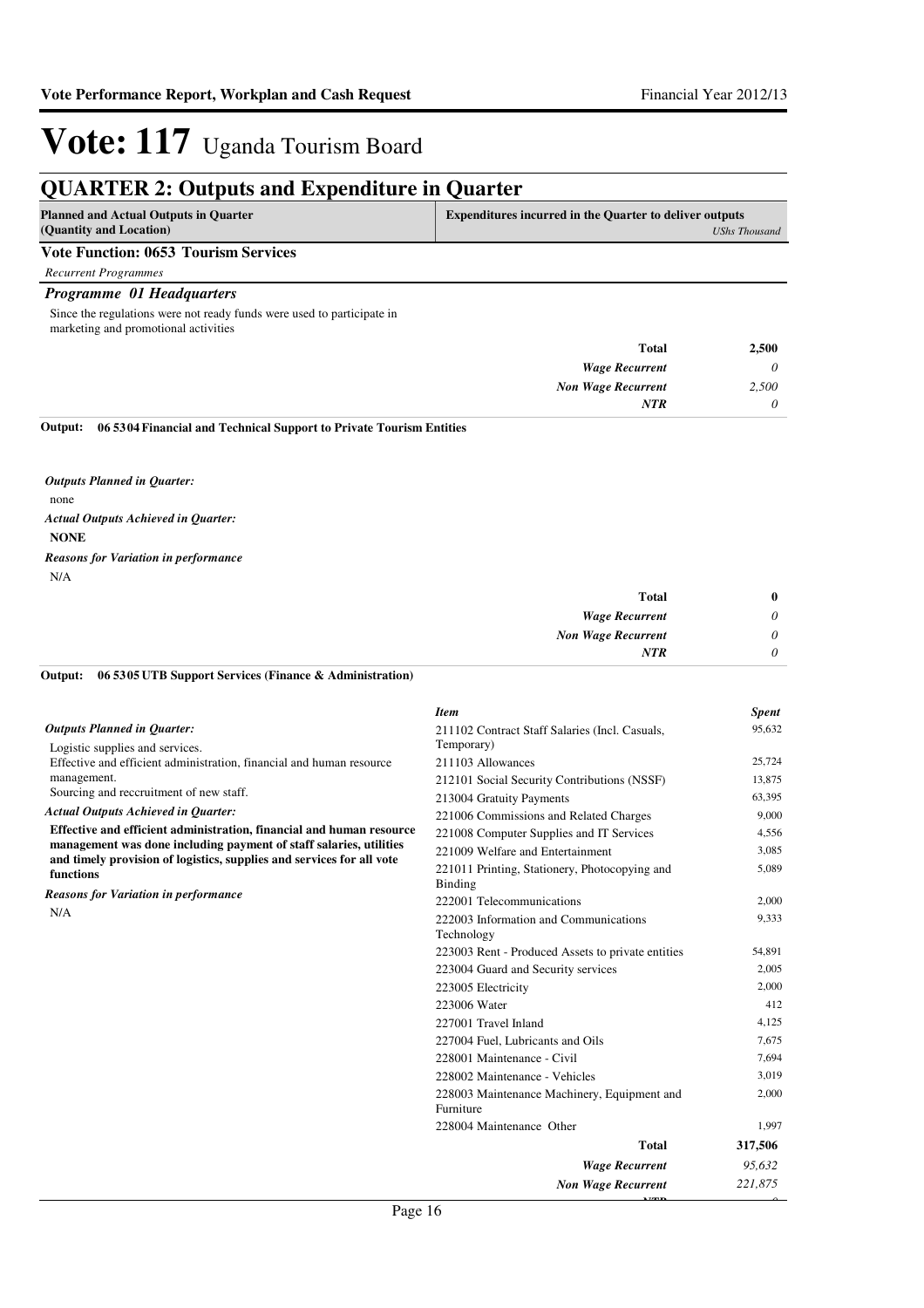# Vote: 117 Uganda Tourism Board

## QUARTER 2: Outputs and Expenditure in Quarter

| Planned and Actual Outputs in Quarter (Quantity and Location) | Expenditures incurred in the Quarter to deliver outputs *UShs Thousand* |
|---|---|

### Vote Function: 0653 Tourism Services

*Recurrent Programmes*

### *Programme 01 Headquarters*

Since the regulations were not ready funds were used to participate in marketing and promotional activities

| | |
|---|---|
| **Total** | **2,500** |
| *Wage Recurrent* | *0* |
| *Non Wage Recurrent* | *2,500* |
| *NTR* | *0* |

**Output: 06 5304 Financial and Technical Support to Private Tourism Entities**

*Outputs Planned in Quarter:*

none

*Actual Outputs Achieved in Quarter:*

**NONE**

*Reasons for Variation in performance*

N/A

| | |
|---|---|
| **Total** | **0** |
| *Wage Recurrent* | *0* |
| *Non Wage Recurrent* | *0* |
| *NTR* | *0* |

**Output: 06 5305 UTB Support Services (Finance & Administration)**

*Outputs Planned in Quarter:*

Logistic supplies and services.
Effective and efficient administration, financial and human resource management.
Sourcing and reccruitment of new staff.

*Actual Outputs Achieved in Quarter:*

**Effective and efficient administration, financial and human resource management was done including payment of staff salaries, utilities and timely provision of logistics, supplies and services for all vote functions**

*Reasons for Variation in performance*

N/A

| *Item* | *Spent* |
|---|---|
| 211102 Contract Staff Salaries (Incl. Casuals, Temporary) | 95,632 |
| 211103 Allowances | 25,724 |
| 212101 Social Security Contributions (NSSF) | 13,875 |
| 213004 Gratuity Payments | 63,395 |
| 221006 Commissions and Related Charges | 9,000 |
| 221008 Computer Supplies and IT Services | 4,556 |
| 221009 Welfare and Entertainment | 3,085 |
| 221011 Printing, Stationery, Photocopying and Binding | 5,089 |
| 222001 Telecommunications | 2,000 |
| 222003 Information and Communications Technology | 9,333 |
| 223003 Rent - Produced Assets to private entities | 54,891 |
| 223004 Guard and Security services | 2,005 |
| 223005 Electricity | 2,000 |
| 223006 Water | 412 |
| 227001 Travel Inland | 4,125 |
| 227004 Fuel, Lubricants and Oils | 7,675 |
| 228001 Maintenance - Civil | 7,694 |
| 228002 Maintenance - Vehicles | 3,019 |
| 228003 Maintenance Machinery, Equipment and Furniture | 2,000 |
| 228004 Maintenance Other | 1,997 |
| **Total** | **317,506** |
| *Wage Recurrent* | *95,632* |
| *Non Wage Recurrent* | *221,875* |
| *NTR* | *0* |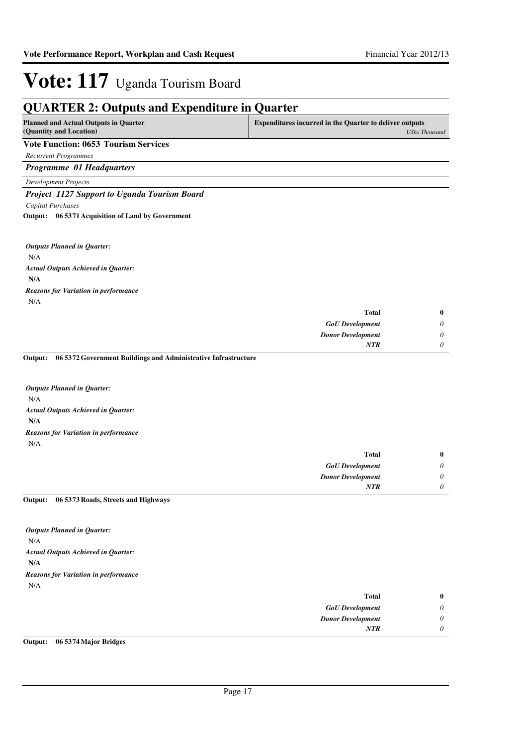# Vote: 117 Uganda Tourism Board

## QUARTER 2: Outputs and Expenditure in Quarter

| Planned and Actual Outputs in Quarter (Quantity and Location) | Expenditures incurred in the Quarter to deliver outputs *UShs Thousand* |
|---|---|

**Vote Function: 0653 Tourism Services**

*Recurrent Programmes*

***Programme 01 Headquarters***

*Development Projects*

***Project 1127 Support to Uganda Tourism Board***

*Capital Purchases*

**Output: 06 5371 Acquisition of Land by Government**

***Outputs Planned in Quarter:***

N/A

***Actual Outputs Achieved in Quarter:***

**N/A**

***Reasons for Variation in performance***

N/A

| | |
|---|---|
| **Total** | **0** |
| ***GoU Development*** | *0* |
| ***Donor Development*** | *0* |
| ***NTR*** | *0* |

**Output: 06 5372 Government Buildings and Administrative Infrastructure**

***Outputs Planned in Quarter:***

N/A

***Actual Outputs Achieved in Quarter:***

**N/A**

***Reasons for Variation in performance***

N/A

| | |
|---|---|
| **Total** | **0** |
| ***GoU Development*** | *0* |
| ***Donor Development*** | *0* |
| ***NTR*** | *0* |

**Output: 06 5373 Roads, Streets and Highways**

***Outputs Planned in Quarter:***

N/A

***Actual Outputs Achieved in Quarter:***

**N/A**

***Reasons for Variation in performance***

N/A

| | |
|---|---|
| **Total** | **0** |
| ***GoU Development*** | *0* |
| ***Donor Development*** | *0* |
| ***NTR*** | *0* |

**Output: 06 5374 Major Bridges**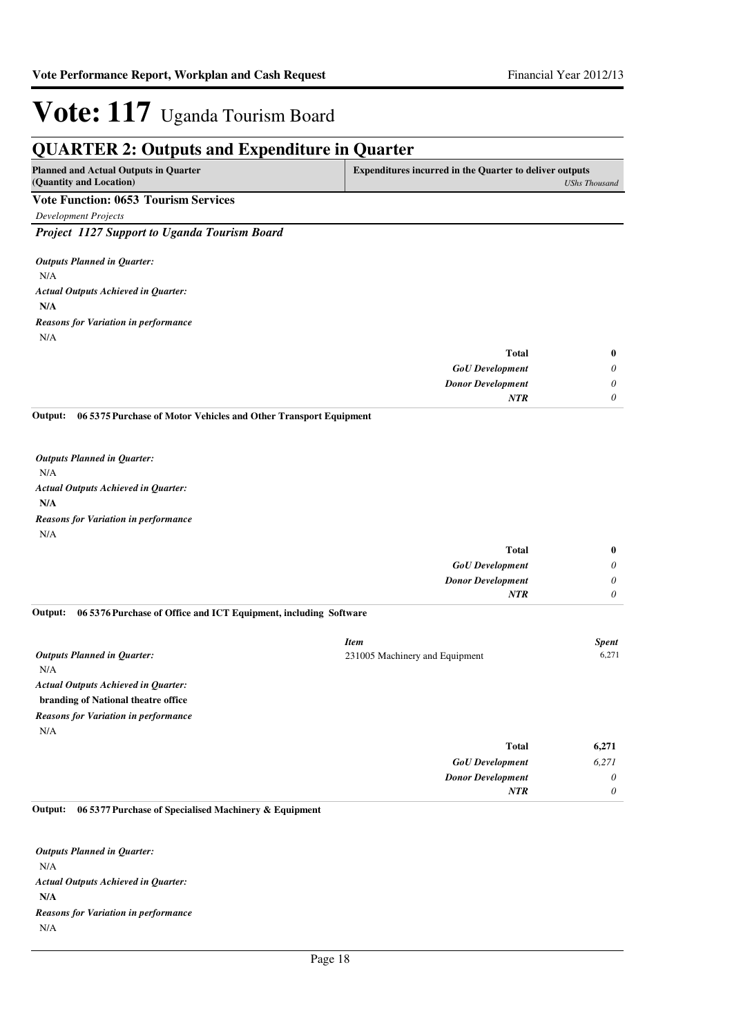# Vote: 117 Uganda Tourism Board

## QUARTER 2: Outputs and Expenditure in Quarter

| Planned and Actual Outputs in Quarter (Quantity and Location) | Expenditures incurred in the Quarter to deliver outputs *UShs Thousand* |
|---|---|

### Vote Function: 0653 Tourism Services

*Development Projects*

#### *Project 1127 Support to Uganda Tourism Board*

*Outputs Planned in Quarter:*

N/A

*Actual Outputs Achieved in Quarter:*

**N/A**

*Reasons for Variation in performance*

N/A

| | |
|---|---|
| **Total** | **0** |
| ***GoU Development*** | *0* |
| ***Donor Development*** | *0* |
| ***NTR*** | *0* |

**Output: 06 5375 Purchase of Motor Vehicles and Other Transport Equipment**

*Outputs Planned in Quarter:*

N/A

*Actual Outputs Achieved in Quarter:*

**N/A**

*Reasons for Variation in performance*

N/A

| | |
|---|---|
| **Total** | **0** |
| ***GoU Development*** | *0* |
| ***Donor Development*** | *0* |
| ***NTR*** | *0* |

**Output: 06 5376 Purchase of Office and ICT Equipment, including Software**

*Outputs Planned in Quarter:*

N/A

*Actual Outputs Achieved in Quarter:*

**branding of National theatre office**

*Reasons for Variation in performance*

N/A

| *Item* | *Spent* |
|---|---|
| 231005 Machinery and Equipment | 6,271 |
| **Total** | **6,271** |
| ***GoU Development*** | *6,271* |
| ***Donor Development*** | *0* |
| ***NTR*** | *0* |

**Output: 06 5377 Purchase of Specialised Machinery & Equipment**

*Outputs Planned in Quarter:*

N/A

*Actual Outputs Achieved in Quarter:*

**N/A**

*Reasons for Variation in performance*

N/A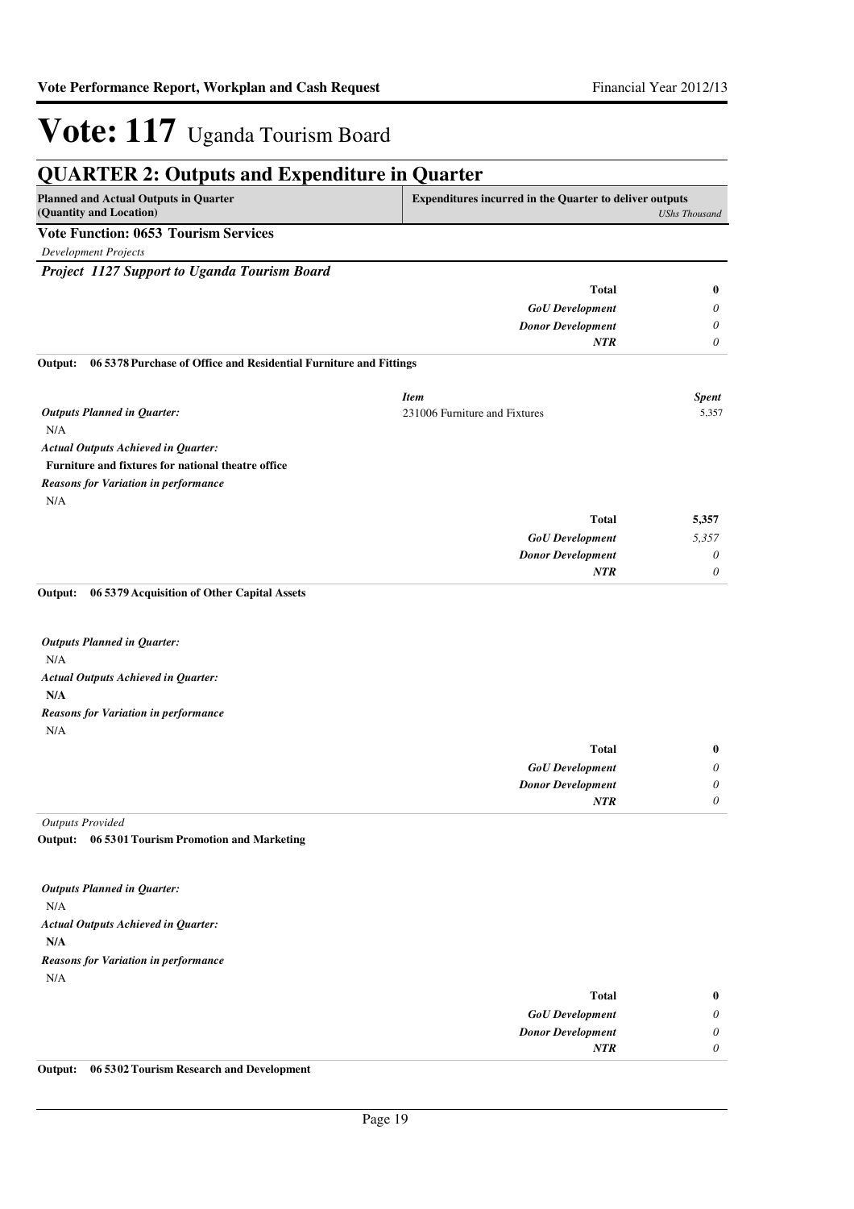# Vote: 117 Uganda Tourism Board

## QUARTER 2: Outputs and Expenditure in Quarter

| Planned and Actual Outputs in Quarter (Quantity and Location) | Expenditures incurred in the Quarter to deliver outputs | *UShs Thousand* |
|---|---|---|

**Vote Function: 0653 Tourism Services**

*Development Projects*

***Project 1127 Support to Uganda Tourism Board***

| | | |
|---|---|---|
| | **Total** | **0** |
| | *GoU Development* | *0* |
| | *Donor Development* | *0* |
| | *NTR* | *0* |

**Output: 06 5378 Purchase of Office and Residential Furniture and Fittings**

| | *Item* | *Spent* |
|---|---|---|
| ***Outputs Planned in Quarter:*** N/A | 231006 Furniture and Fixtures | 5,357 |
| ***Actual Outputs Achieved in Quarter:*** **Furniture and fixtures for national theatre office** | | |
| ***Reasons for Variation in performance*** N/A | | |
| | **Total** | **5,357** |
| | *GoU Development* | *5,357* |
| | *Donor Development* | *0* |
| | *NTR* | *0* |

**Output: 06 5379 Acquisition of Other Capital Assets**

***Outputs Planned in Quarter:***

N/A

***Actual Outputs Achieved in Quarter:***

**N/A**

***Reasons for Variation in performance***

N/A

| | | |
|---|---|---|
| | **Total** | **0** |
| | *GoU Development* | *0* |
| | *Donor Development* | *0* |
| | *NTR* | *0* |

*Outputs Provided*

**Output: 06 5301 Tourism Promotion and Marketing**

***Outputs Planned in Quarter:***

N/A

***Actual Outputs Achieved in Quarter:***

**N/A**

***Reasons for Variation in performance***

N/A

| | | |
|---|---|---|
| | **Total** | **0** |
| | *GoU Development* | *0* |
| | *Donor Development* | *0* |
| | *NTR* | *0* |

**Output: 06 5302 Tourism Research and Development**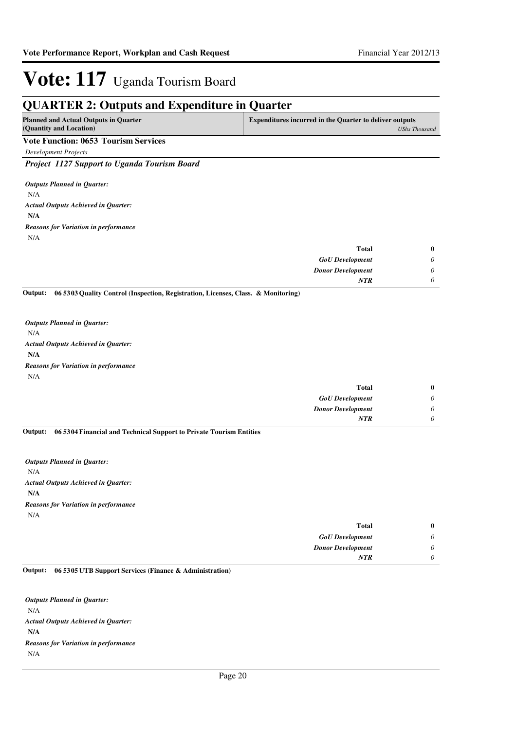# Vote: 117 Uganda Tourism Board

## QUARTER 2: Outputs and Expenditure in Quarter

| Planned and Actual Outputs in Quarter (Quantity and Location) | Expenditures incurred in the Quarter to deliver outputs *UShs Thousand* |
|---|---|

**Vote Function: 0653 Tourism Services**

*Development Projects*

***Project 1127 Support to Uganda Tourism Board***

***Outputs Planned in Quarter:***

N/A

***Actual Outputs Achieved in Quarter:***

**N/A**

***Reasons for Variation in performance***

N/A

| | |
|---|---|
| **Total** | **0** |
| ***GoU Development*** | *0* |
| ***Donor Development*** | *0* |
| ***NTR*** | *0* |

**Output: 06 5303 Quality Control (Inspection, Registration, Licenses, Class. & Monitoring)**

***Outputs Planned in Quarter:***

N/A

***Actual Outputs Achieved in Quarter:***

**N/A**

***Reasons for Variation in performance***

N/A

| | |
|---|---|
| **Total** | **0** |
| ***GoU Development*** | *0* |
| ***Donor Development*** | *0* |
| ***NTR*** | *0* |

**Output: 06 5304 Financial and Technical Support to Private Tourism Entities**

***Outputs Planned in Quarter:***

N/A

***Actual Outputs Achieved in Quarter:***

**N/A**

***Reasons for Variation in performance***

N/A

| | |
|---|---|
| **Total** | **0** |
| ***GoU Development*** | *0* |
| ***Donor Development*** | *0* |
| ***NTR*** | *0* |

**Output: 06 5305 UTB Support Services (Finance & Administration)**

***Outputs Planned in Quarter:***

N/A

***Actual Outputs Achieved in Quarter:***

**N/A**

***Reasons for Variation in performance***

N/A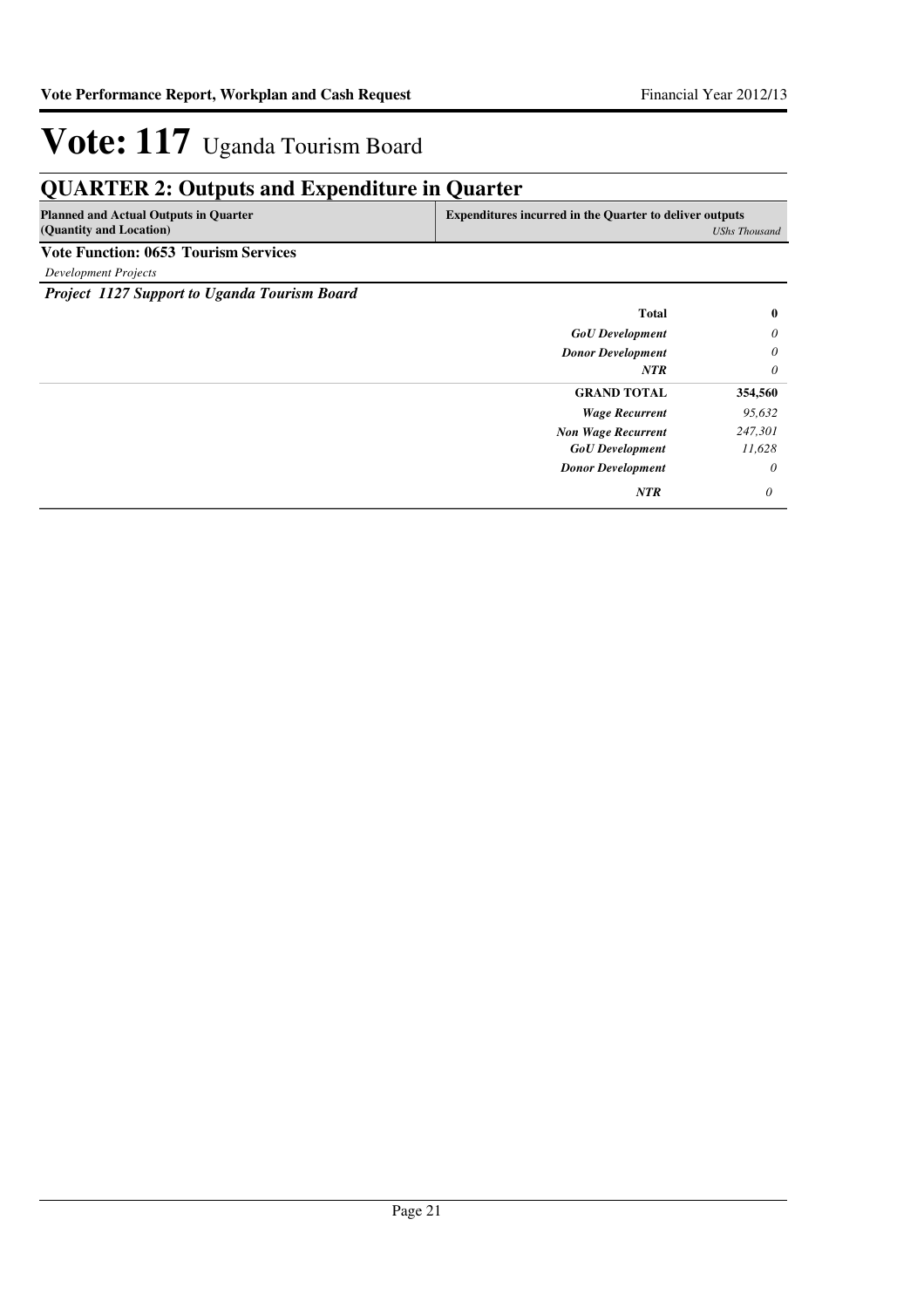# Vote: 117 Uganda Tourism Board

## QUARTER 2: Outputs and Expenditure in Quarter

| Planned and Actual Outputs in Quarter (Quantity and Location) | Expenditures incurred in the Quarter to deliver outputs | *UShs Thousand* |
|---|---|---|
| **Vote Function: 0653 Tourism Services** | | |
| *Development Projects* | | |
| ***Project 1127 Support to Uganda Tourism Board*** | | |
| | **Total** | **0** |
| | ***GoU Development*** | *0* |
| | ***Donor Development*** | *0* |
| | ***NTR*** | *0* |
| | **GRAND TOTAL** | **354,560** |
| | ***Wage Recurrent*** | *95,632* |
| | ***Non Wage Recurrent*** | *247,301* |
| | ***GoU Development*** | *11,628* |
| | ***Donor Development*** | *0* |
| | ***NTR*** | *0* |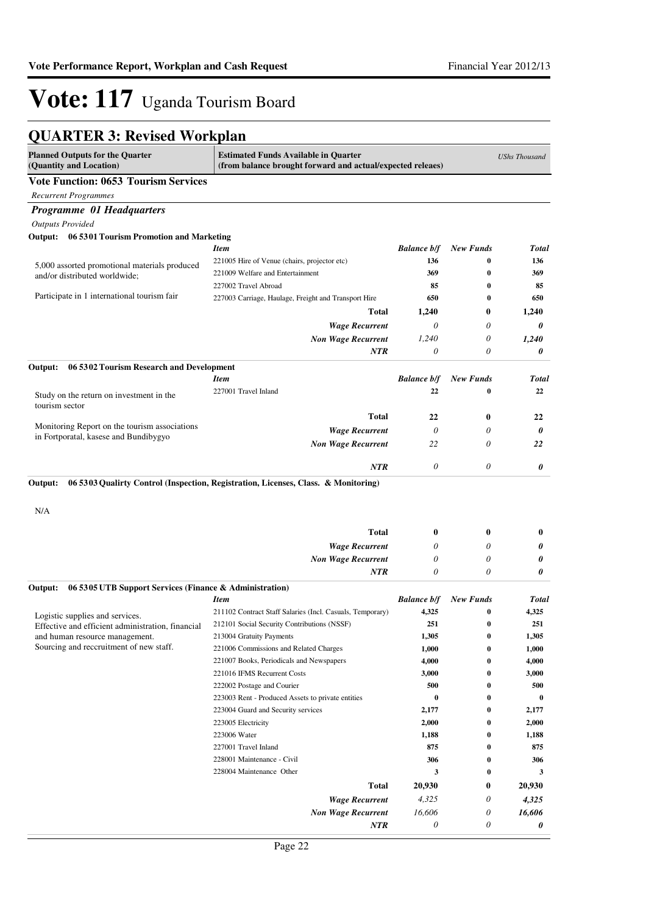# Vote: 117 Uganda Tourism Board

## QUARTER 3: Revised Workplan

| Planned Outputs for the Quarter (Quantity and Location) | Estimated Funds Available in Quarter (from balance brought forward and actual/expected releaes) | | | *UShs Thousand* |
|---|---|---|---|---|

### Vote Function: 0653 Tourism Services

*Recurrent Programmes*

### *Programme 01 Headquarters*

*Outputs Provided*

**Output: 06 5301 Tourism Promotion and Marketing**

| | *Item* | *Balance b/f* | *New Funds* | *Total* |
|---|---|---|---|---|
| 5,000 assorted promotional materials produced and/or distributed worldwide; | 221005 Hire of Venue (chairs, projector etc) | 136 | 0 | 136 |
| | 221009 Welfare and Entertainment | 369 | 0 | 369 |
| Participate in 1 international tourism fair | 227002 Travel Abroad | 85 | 0 | 85 |
| | 227003 Carriage, Haulage, Freight and Transport Hire | 650 | 0 | 650 |
| | **Total** | **1,240** | **0** | **1,240** |
| | ***Wage Recurrent*** | *0* | *0* | ***0*** |
| | ***Non Wage Recurrent*** | *1,240* | *0* | ***1,240*** |
| | ***NTR*** | *0* | *0* | ***0*** |

**Output: 06 5302 Tourism Research and Development**

| | *Item* | *Balance b/f* | *New Funds* | *Total* |
|---|---|---|---|---|
| Study on the return on investment in the tourism sector | 227001 Travel Inland | 22 | 0 | 22 |
| Monitoring Report on the tourism associations in Fortporatal, kasese and Bundibygyo | **Total** | **22** | **0** | **22** |
| | ***Wage Recurrent*** | *0* | *0* | ***0*** |
| | ***Non Wage Recurrent*** | *22* | *0* | ***22*** |
| | ***NTR*** | *0* | *0* | ***0*** |

**Output: 06 5303 Qualirty Control (Inspection, Registration, Licenses, Class. & Monitoring)**

| | | | | |
|---|---|---|---|---|
| N/A | **Total** | **0** | **0** | **0** |
| | ***Wage Recurrent*** | *0* | *0* | ***0*** |
| | ***Non Wage Recurrent*** | *0* | *0* | ***0*** |
| | ***NTR*** | *0* | *0* | ***0*** |

**Output: 06 5305 UTB Support Services (Finance & Administration)**

| | *Item* | *Balance b/f* | *New Funds* | *Total* |
|---|---|---|---|---|
| Logistic supplies and services. | 211102 Contract Staff Salaries (Incl. Casuals, Temporary) | 4,325 | 0 | 4,325 |
| Effective and efficient administration, financial and human resource management. | 212101 Social Security Contributions (NSSF) | 251 | 0 | 251 |
| Sourcing and reccruitment of new staff. | 213004 Gratuity Payments | 1,305 | 0 | 1,305 |
| | 221006 Commissions and Related Charges | 1,000 | 0 | 1,000 |
| | 221007 Books, Periodicals and Newspapers | 4,000 | 0 | 4,000 |
| | 221016 IFMS Recurrent Costs | 3,000 | 0 | 3,000 |
| | 222002 Postage and Courier | 500 | 0 | 500 |
| | 223003 Rent - Produced Assets to private entities | 0 | 0 | 0 |
| | 223004 Guard and Security services | 2,177 | 0 | 2,177 |
| | 223005 Electricity | 2,000 | 0 | 2,000 |
| | 223006 Water | 1,188 | 0 | 1,188 |
| | 227001 Travel Inland | 875 | 0 | 875 |
| | 228001 Maintenance - Civil | 306 | 0 | 306 |
| | 228004 Maintenance Other | 3 | 0 | 3 |
| | **Total** | **20,930** | **0** | **20,930** |
| | ***Wage Recurrent*** | *4,325* | *0* | ***4,325*** |
| | ***Non Wage Recurrent*** | *16,606* | *0* | ***16,606*** |
| | ***NTR*** | *0* | *0* | ***0*** |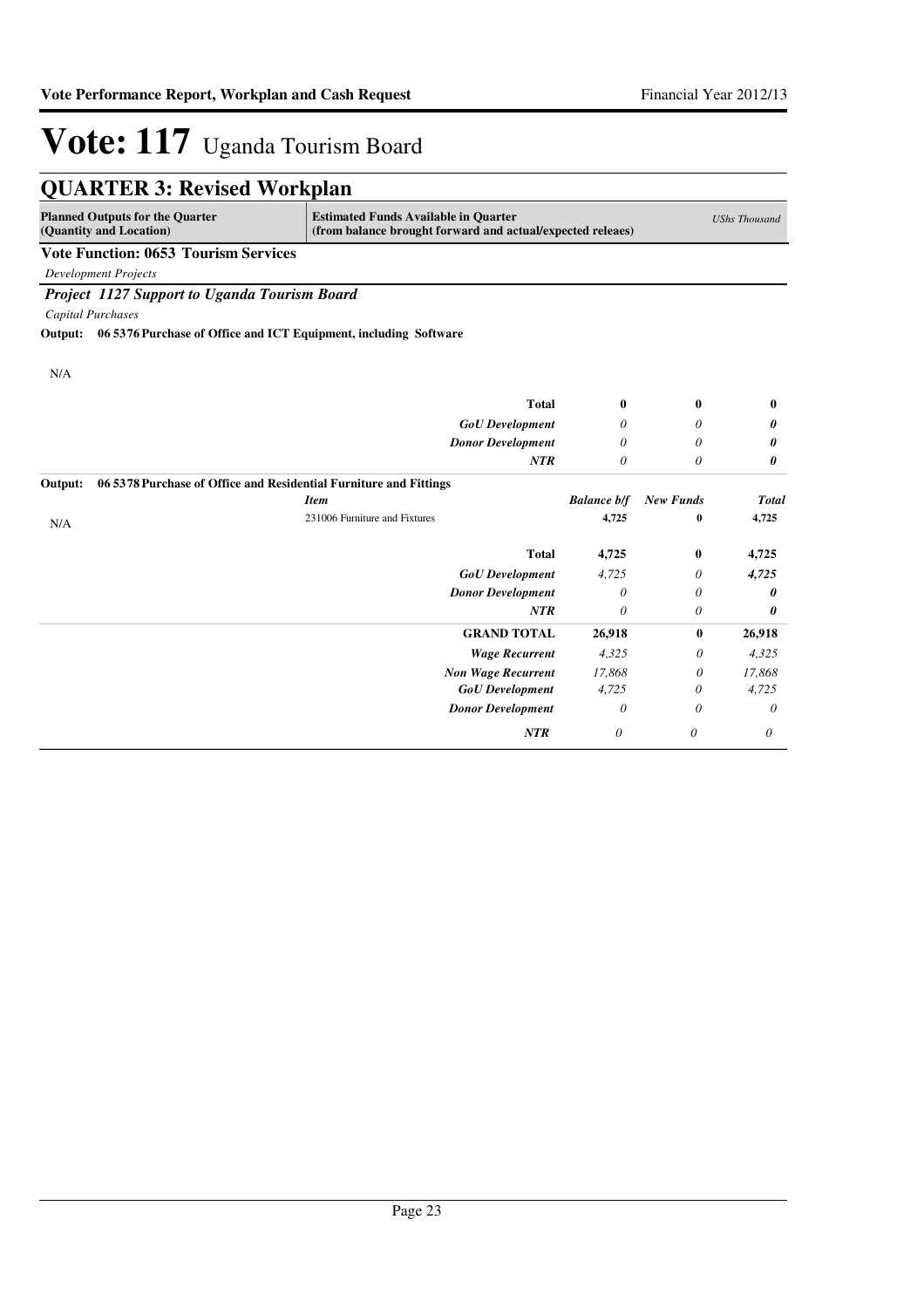# Vote: 117 Uganda Tourism Board

## QUARTER 3: Revised Workplan

| Planned Outputs for the Quarter (Quantity and Location) | Estimated Funds Available in Quarter (from balance brought forward and actual/expected releaes) | | | *UShs Thousand* |
|---|---|---|---|---|

**Vote Function: 0653 Tourism Services**

*Development Projects*

***Project 1127 Support to Uganda Tourism Board***

*Capital Purchases*

**Output: 06 5376 Purchase of Office and ICT Equipment, including Software**

| | | | | |
|---|---|---|---|---|
| N/A | | | | |
| | **Total** | **0** | **0** | **0** |
| | ***GoU Development*** | *0* | *0* | ***0*** |
| | ***Donor Development*** | *0* | *0* | ***0*** |
| | ***NTR*** | *0* | *0* | ***0*** |

**Output: 06 5378 Purchase of Office and Residential Furniture and Fittings**

| | *Item* | *Balance b/f* | *New Funds* | *Total* |
|---|---|---|---|---|
| N/A | 231006 Furniture and Fixtures | **4,725** | **0** | **4,725** |
| | **Total** | **4,725** | **0** | **4,725** |
| | ***GoU Development*** | *4,725* | *0* | ***4,725*** |
| | ***Donor Development*** | *0* | *0* | ***0*** |
| | ***NTR*** | *0* | *0* | ***0*** |
| | **GRAND TOTAL** | **26,918** | **0** | **26,918** |
| | ***Wage Recurrent*** | *4,325* | *0* | *4,325* |
| | ***Non Wage Recurrent*** | *17,868* | *0* | *17,868* |
| | ***GoU Development*** | *4,725* | *0* | *4,725* |
| | ***Donor Development*** | *0* | *0* | *0* |
| | ***NTR*** | *0* | *0* | *0* |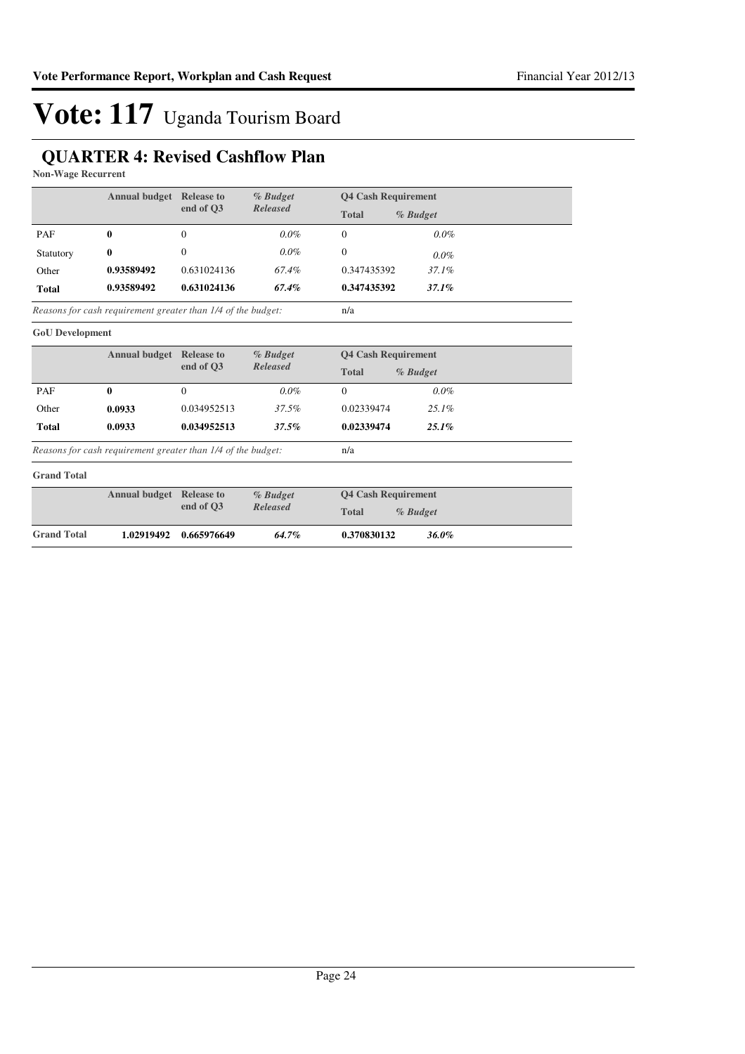# Vote: 117 Uganda Tourism Board

## QUARTER 4: Revised Cashflow Plan

**Non-Wage Recurrent**

| | Annual budget | Release to end of Q3 | *% Budget Released* | Q4 Cash Requirement | |
|---|---|---|---|---|---|
| | | | | **Total** | *% Budget* |
| PAF | **0** | 0 | *0.0%* | 0 | *0.0%* |
| Statutory | **0** | 0 | *0.0%* | 0 | *0.0%* |
| Other | **0.93589492** | 0.631024136 | *67.4%* | 0.347435392 | *37.1%* |
| **Total** | **0.93589492** | **0.631024136** | ***67.4%*** | **0.347435392** | ***37.1%*** |

*Reasons for cash requirement greater than 1/4 of the budget:* n/a

**GoU Development**

| | Annual budget | Release to end of Q3 | *% Budget Released* | Q4 Cash Requirement | |
|---|---|---|---|---|---|
| | | | | **Total** | *% Budget* |
| PAF | **0** | 0 | *0.0%* | 0 | *0.0%* |
| Other | **0.0933** | 0.034952513 | *37.5%* | 0.02339474 | *25.1%* |
| **Total** | **0.0933** | **0.034952513** | ***37.5%*** | **0.02339474** | ***25.1%*** |

*Reasons for cash requirement greater than 1/4 of the budget:* n/a

**Grand Total**

| | Annual budget | Release to end of Q3 | *% Budget Released* | Q4 Cash Requirement | |
|---|---|---|---|---|---|
| | | | | **Total** | *% Budget* |
| **Grand Total** | **1.02919492** | **0.665976649** | ***64.7%*** | **0.370830132** | ***36.0%*** |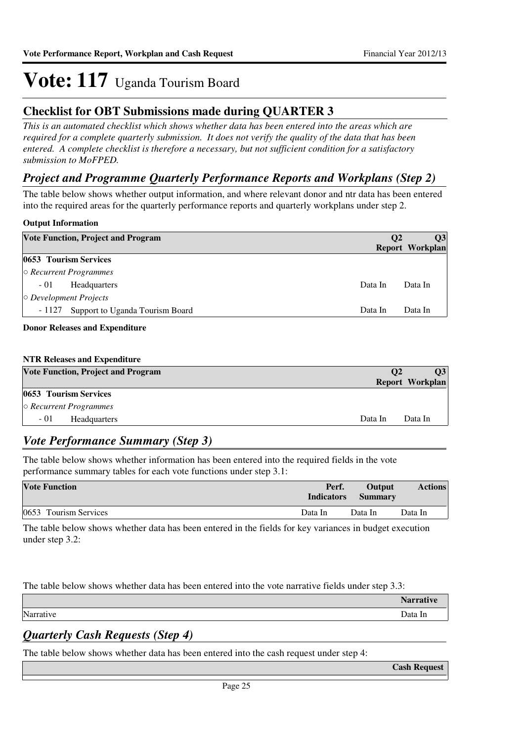# Vote: 117 Uganda Tourism Board

## Checklist for OBT Submissions made during QUARTER 3

*This is an automated checklist which shows whether data has been entered into the areas which are required for a complete quarterly submission. It does not verify the quality of the data that has been entered. A complete checklist is therefore a necessary, but not sufficient condition for a satisfactory submission to MoFPED.*

### *Project and Programme Quarterly Performance Reports and Workplans (Step 2)*

The table below shows whether output information, and where relevant donor and ntr data has been entered into the required areas for the quarterly performance reports and quarterly workplans under step 2.

**Output Information**

| Vote Function, Project and Program | Q2 Report | Q3 Workplan |
|---|---|---|
| **0653 Tourism Services** | | |
| ○ *Recurrent Programmes* | | |
| - 01 Headquarters | Data In | Data In |
| ○ *Development Projects* | | |
| - 1127 Support to Uganda Tourism Board | Data In | Data In |

**Donor Releases and Expenditure**

**NTR Releases and Expenditure**

| Vote Function, Project and Program | Q2 Report | Q3 Workplan |
|---|---|---|
| **0653 Tourism Services** | | |
| ○ *Recurrent Programmes* | | |
| - 01 Headquarters | Data In | Data In |

### *Vote Performance Summary (Step 3)*

The table below shows whether information has been entered into the required fields in the vote performance summary tables for each vote functions under step 3.1:

| Vote Function | Perf. Indicators | Output Summary | Actions |
|---|---|---|---|
| 0653 Tourism Services | Data In | Data In | Data In |

The table below shows whether data has been entered in the fields for key variances in budget execution under step 3.2:

The table below shows whether data has been entered into the vote narrative fields under step 3.3:

| | Narrative |
|---|---|
| Narrative | Data In |

### *Quarterly Cash Requests (Step 4)*

The table below shows whether data has been entered into the cash request under step 4:

| | Cash Request |
|---|---|
| | |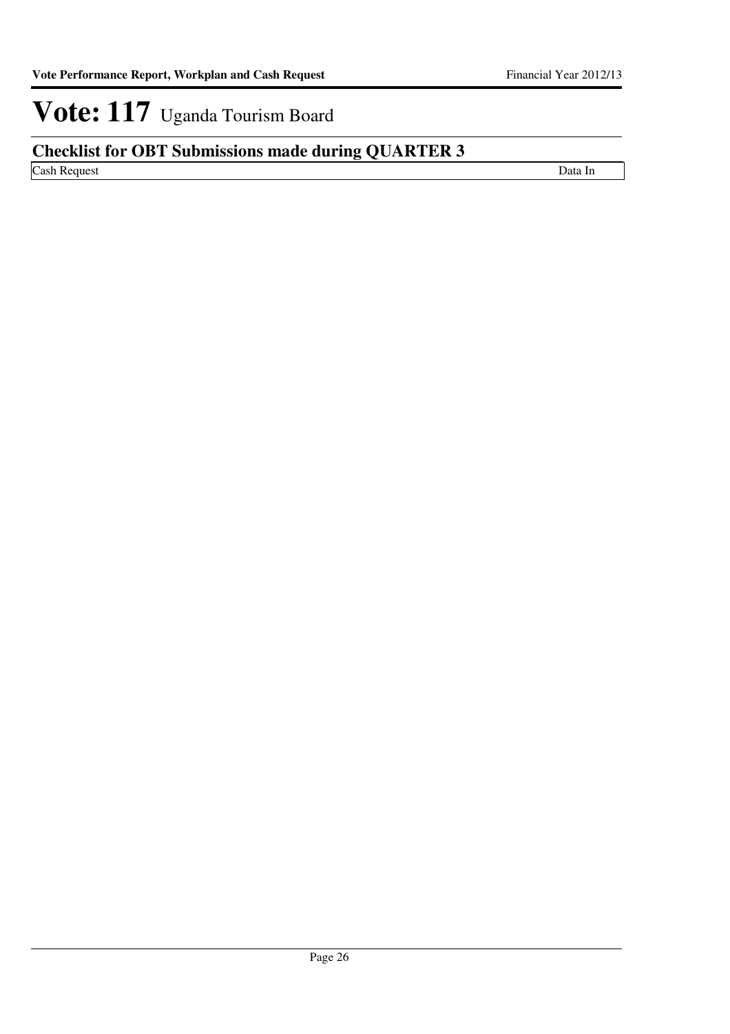# Vote: 117 Uganda Tourism Board

## Checklist for OBT Submissions made during QUARTER 3

| | |
|---|---|
| Cash Request | Data In |